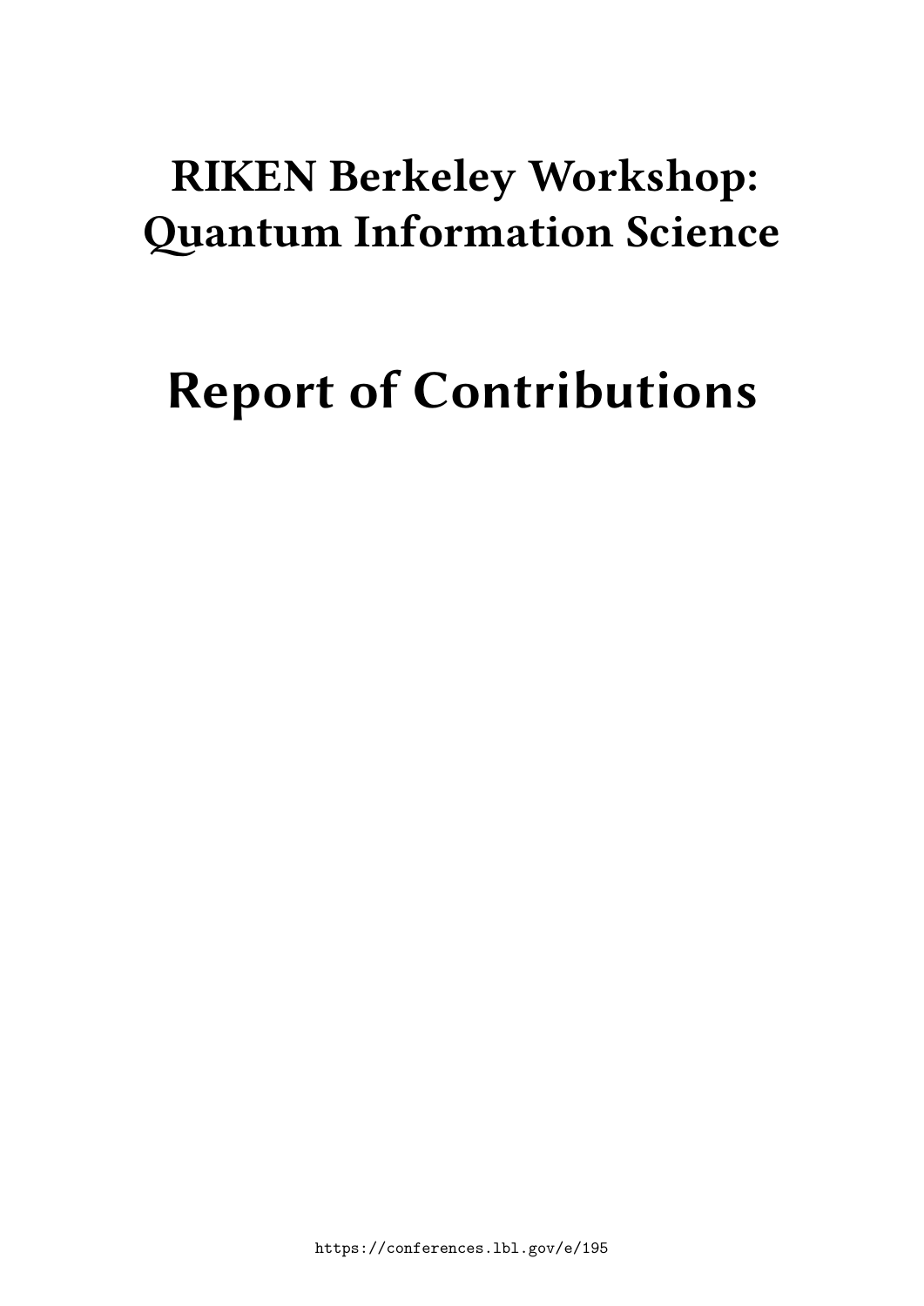# RIKEN Berkeley Workshop: Quantum Information Science

# Report of Contributions

https://conferences.lbl.gov/e/195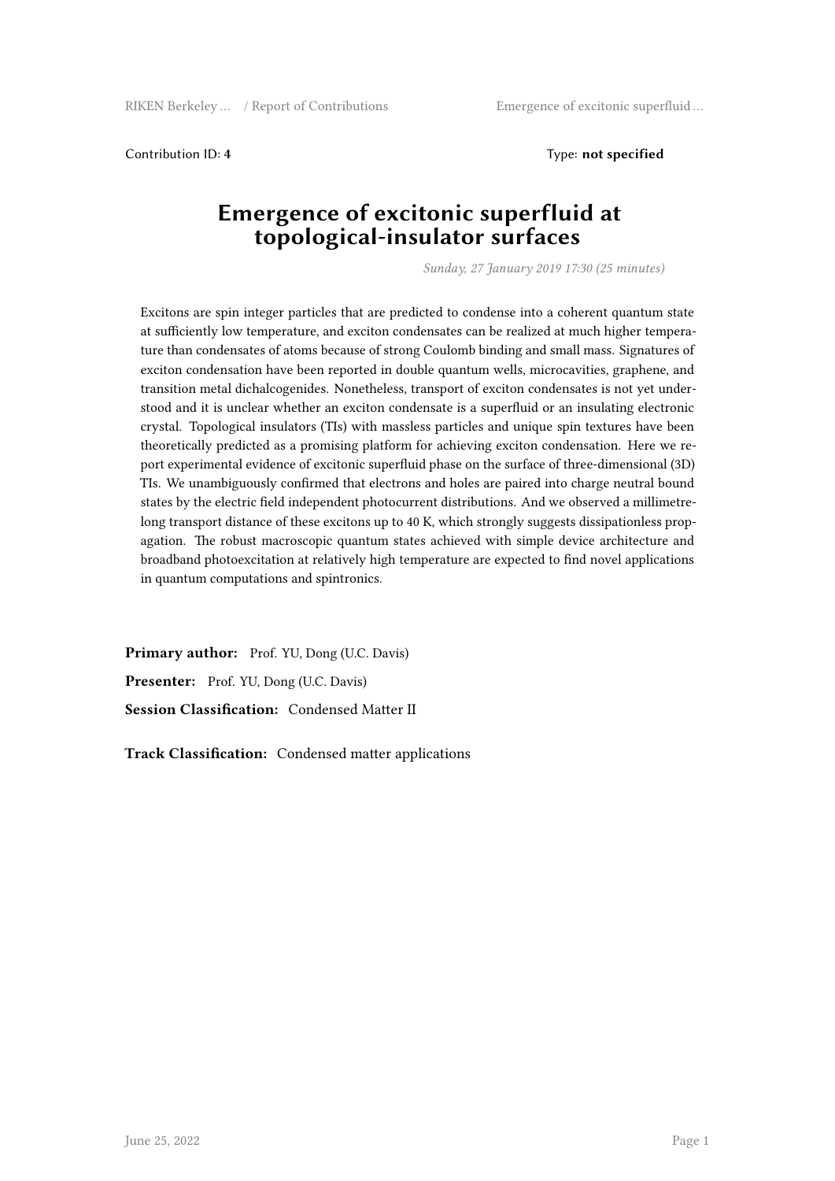Contribution ID: **4** Type: **not specified**

# Emergence of excitonic superfluid at topological-insulator surfaces

*Sunday, 27 January 2019 17:30 (25 minutes)*

Excitons are spin integer particles that are predicted to condense into a coherent quantum state at sufficiently low temperature, and exciton condensates can be realized at much higher temperature than condensates of atoms because of strong Coulomb binding and small mass. Signatures of exciton condensation have been reported in double quantum wells, microcavities, graphene, and transition metal dichalcogenides. Nonetheless, transport of exciton condensates is not yet understood and it is unclear whether an exciton condensate is a superfluid or an insulating electronic crystal. Topological insulators (TIs) with massless particles and unique spin textures have been theoretically predicted as a promising platform for achieving exciton condensation. Here we report experimental evidence of excitonic superfluid phase on the surface of three-dimensional (3D) TIs. We unambiguously confirmed that electrons and holes are paired into charge neutral bound states by the electric field independent photocurrent distributions. And we observed a millimetre-long transport distance of these excitons up to 40 K, which strongly suggests dissipationless propagation. The robust macroscopic quantum states achieved with simple device architecture and broadband photoexcitation at relatively high temperature are expected to find novel applications in quantum computations and spintronics.

**Primary author:** Prof. YU, Dong (U.C. Davis)

**Presenter:** Prof. YU, Dong (U.C. Davis)

**Session Classification:** Condensed Matter II

**Track Classification:** Condensed matter applications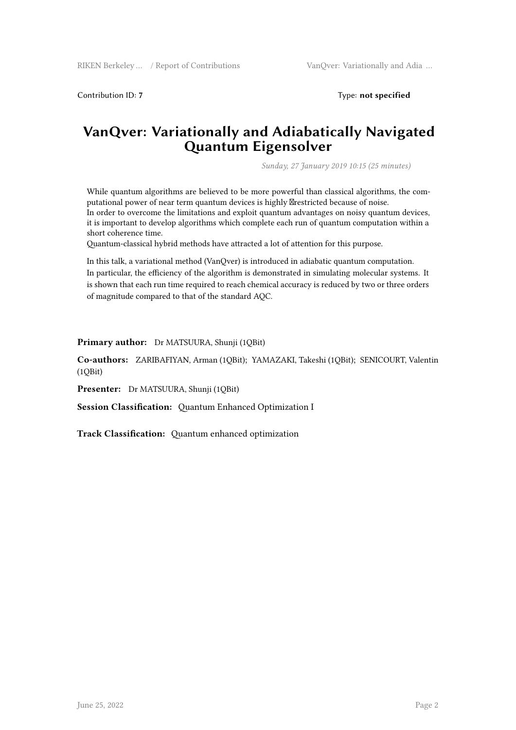Contribution ID: **7** Type: **not specified**

# VanQver: Variationally and Adiabatically Navigated Quantum Eigensolver

*Sunday, 27 January 2019 10:15 (25 minutes)*

While quantum algorithms are believed to be more powerful than classical algorithms, the computational power of near term quantum devices is highly restricted because of noise.
In order to overcome the limitations and exploit quantum advantages on noisy quantum devices, it is important to develop algorithms which complete each run of quantum computation within a short coherence time.
Quantum-classical hybrid methods have attracted a lot of attention for this purpose.

In this talk, a variational method (VanQver) is introduced in adiabatic quantum computation.
In particular, the efficiency of the algorithm is demonstrated in simulating molecular systems. It is shown that each run time required to reach chemical accuracy is reduced by two or three orders of magnitude compared to that of the standard AQC.

**Primary author:** Dr MATSUURA, Shunji (1QBit)

**Co-authors:** ZARIBAFIYAN, Arman (1QBit); YAMAZAKI, Takeshi (1QBit); SENICOURT, Valentin (1QBit)

**Presenter:** Dr MATSUURA, Shunji (1QBit)

**Session Classification:** Quantum Enhanced Optimization I

**Track Classification:** Quantum enhanced optimization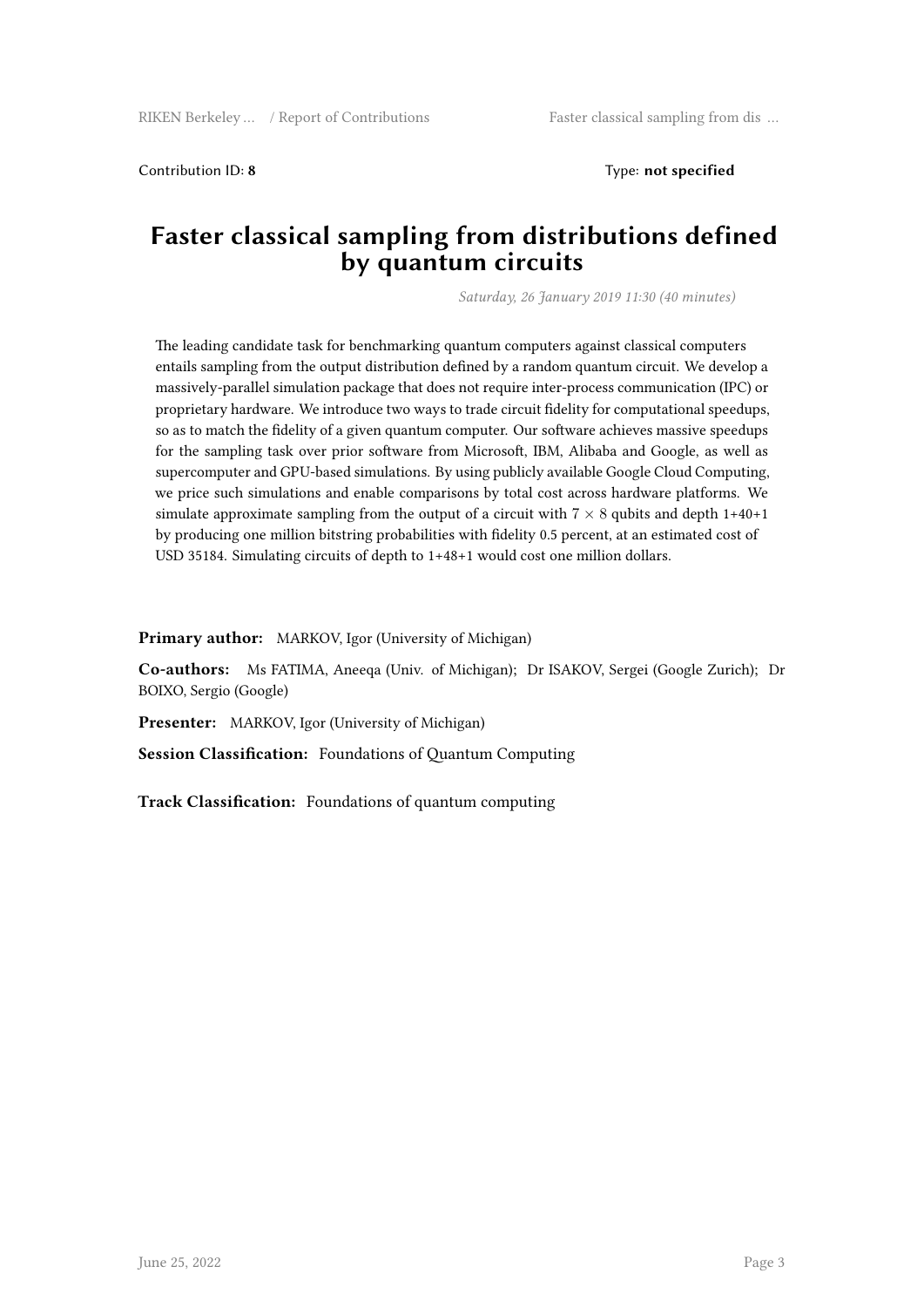Contribution ID: **8** Type: **not specified**

# Faster classical sampling from distributions defined by quantum circuits

*Saturday, 26 January 2019 11:30 (40 minutes)*

The leading candidate task for benchmarking quantum computers against classical computers entails sampling from the output distribution defined by a random quantum circuit. We develop a massively-parallel simulation package that does not require inter-process communication (IPC) or proprietary hardware. We introduce two ways to trade circuit fidelity for computational speedups, so as to match the fidelity of a given quantum computer. Our software achieves massive speedups for the sampling task over prior software from Microsoft, IBM, Alibaba and Google, as well as supercomputer and GPU-based simulations. By using publicly available Google Cloud Computing, we price such simulations and enable comparisons by total cost across hardware platforms. We simulate approximate sampling from the output of a circuit with $7 \times 8$ qubits and depth 1+40+1 by producing one million bitstring probabilities with fidelity 0.5 percent, at an estimated cost of USD 35184. Simulating circuits of depth to 1+48+1 would cost one million dollars.

**Primary author:** MARKOV, Igor (University of Michigan)

**Co-authors:** Ms FATIMA, Aneeqa (Univ. of Michigan); Dr ISAKOV, Sergei (Google Zurich); Dr BOIXO, Sergio (Google)

**Presenter:** MARKOV, Igor (University of Michigan)

**Session Classification:** Foundations of Quantum Computing

**Track Classification:** Foundations of quantum computing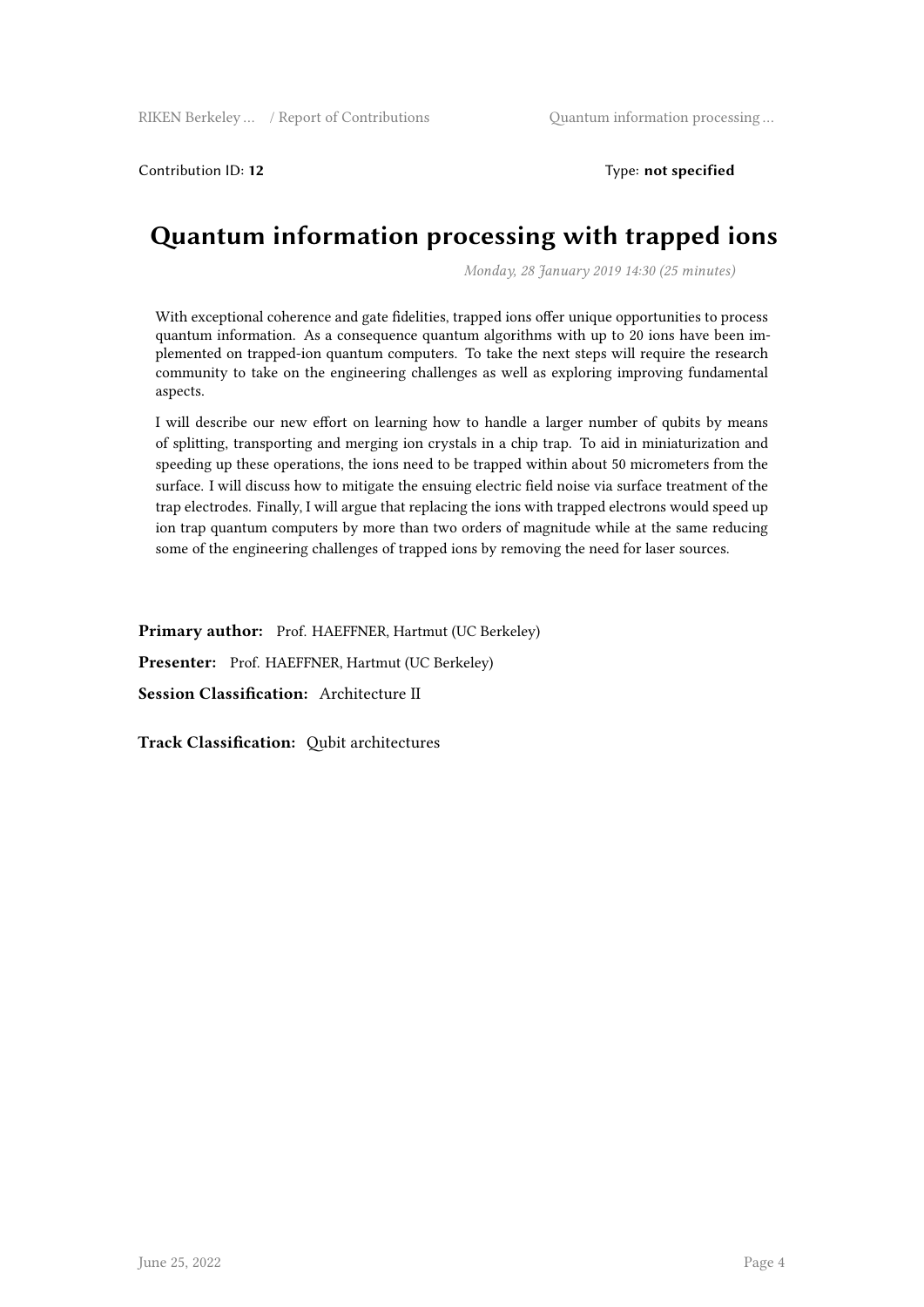Contribution ID: **12**

Type: **not specified**

# Quantum information processing with trapped ions

*Monday, 28 January 2019 14:30 (25 minutes)*

With exceptional coherence and gate fidelities, trapped ions offer unique opportunities to process quantum information. As a consequence quantum algorithms with up to 20 ions have been implemented on trapped-ion quantum computers. To take the next steps will require the research community to take on the engineering challenges as well as exploring improving fundamental aspects.

I will describe our new effort on learning how to handle a larger number of qubits by means of splitting, transporting and merging ion crystals in a chip trap. To aid in miniaturization and speeding up these operations, the ions need to be trapped within about 50 micrometers from the surface. I will discuss how to mitigate the ensuing electric field noise via surface treatment of the trap electrodes. Finally, I will argue that replacing the ions with trapped electrons would speed up ion trap quantum computers by more than two orders of magnitude while at the same reducing some of the engineering challenges of trapped ions by removing the need for laser sources.

**Primary author:** Prof. HAEFFNER, Hartmut (UC Berkeley)

**Presenter:** Prof. HAEFFNER, Hartmut (UC Berkeley)

**Session Classification:** Architecture II

**Track Classification:** Qubit architectures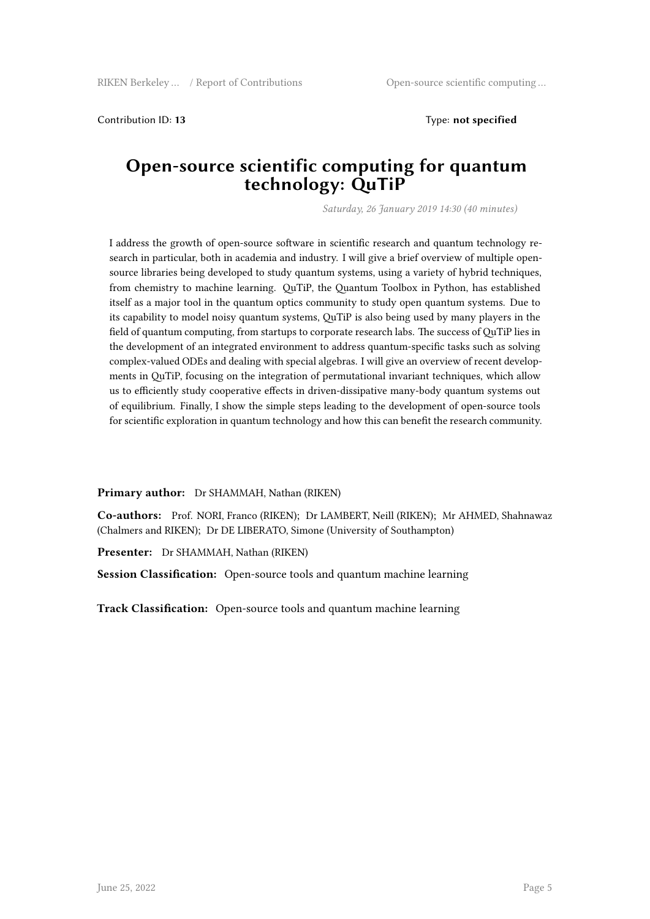Contribution ID: **13** Type: **not specified**

# Open-source scientific computing for quantum technology: QuTiP

*Saturday, 26 January 2019 14:30 (40 minutes)*

I address the growth of open-source software in scientific research and quantum technology research in particular, both in academia and industry. I will give a brief overview of multiple open-source libraries being developed to study quantum systems, using a variety of hybrid techniques, from chemistry to machine learning. QuTiP, the Quantum Toolbox in Python, has established itself as a major tool in the quantum optics community to study open quantum systems. Due to its capability to model noisy quantum systems, QuTiP is also being used by many players in the field of quantum computing, from startups to corporate research labs. The success of QuTiP lies in the development of an integrated environment to address quantum-specific tasks such as solving complex-valued ODEs and dealing with special algebras. I will give an overview of recent developments in QuTiP, focusing on the integration of permutational invariant techniques, which allow us to efficiently study cooperative effects in driven-dissipative many-body quantum systems out of equilibrium. Finally, I show the simple steps leading to the development of open-source tools for scientific exploration in quantum technology and how this can benefit the research community.

**Primary author:** Dr SHAMMAH, Nathan (RIKEN)

**Co-authors:** Prof. NORI, Franco (RIKEN); Dr LAMBERT, Neill (RIKEN); Mr AHMED, Shahnawaz (Chalmers and RIKEN); Dr DE LIBERATO, Simone (University of Southampton)

**Presenter:** Dr SHAMMAH, Nathan (RIKEN)

**Session Classification:** Open-source tools and quantum machine learning

**Track Classification:** Open-source tools and quantum machine learning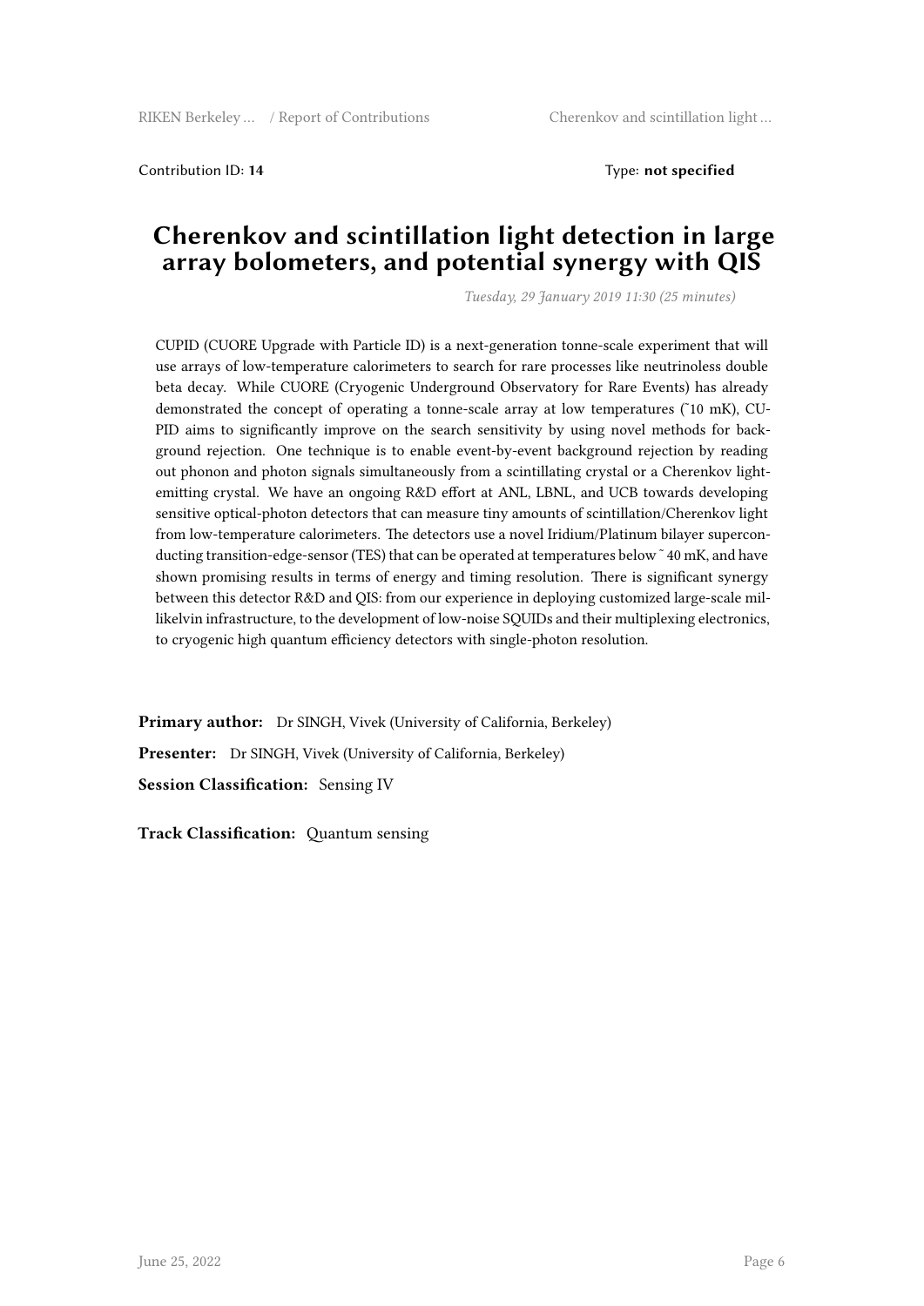Contribution ID: **14** Type: **not specified**

# Cherenkov and scintillation light detection in large array bolometers, and potential synergy with QIS

*Tuesday, 29 January 2019 11:30 (25 minutes)*

CUPID (CUORE Upgrade with Particle ID) is a next-generation tonne-scale experiment that will use arrays of low-temperature calorimeters to search for rare processes like neutrinoless double beta decay. While CUORE (Cryogenic Underground Observatory for Rare Events) has already demonstrated the concept of operating a tonne-scale array at low temperatures (~10 mK), CUPID aims to significantly improve on the search sensitivity by using novel methods for background rejection. One technique is to enable event-by-event background rejection by reading out phonon and photon signals simultaneously from a scintillating crystal or a Cherenkov light-emitting crystal. We have an ongoing R&D effort at ANL, LBNL, and UCB towards developing sensitive optical-photon detectors that can measure tiny amounts of scintillation/Cherenkov light from low-temperature calorimeters. The detectors use a novel Iridium/Platinum bilayer superconducting transition-edge-sensor (TES) that can be operated at temperatures below ~ 40 mK, and have shown promising results in terms of energy and timing resolution. There is significant synergy between this detector R&D and QIS: from our experience in deploying customized large-scale millikelvin infrastructure, to the development of low-noise SQUIDs and their multiplexing electronics, to cryogenic high quantum efficiency detectors with single-photon resolution.

**Primary author:** Dr SINGH, Vivek (University of California, Berkeley)

**Presenter:** Dr SINGH, Vivek (University of California, Berkeley)

**Session Classification:** Sensing IV

**Track Classification:** Quantum sensing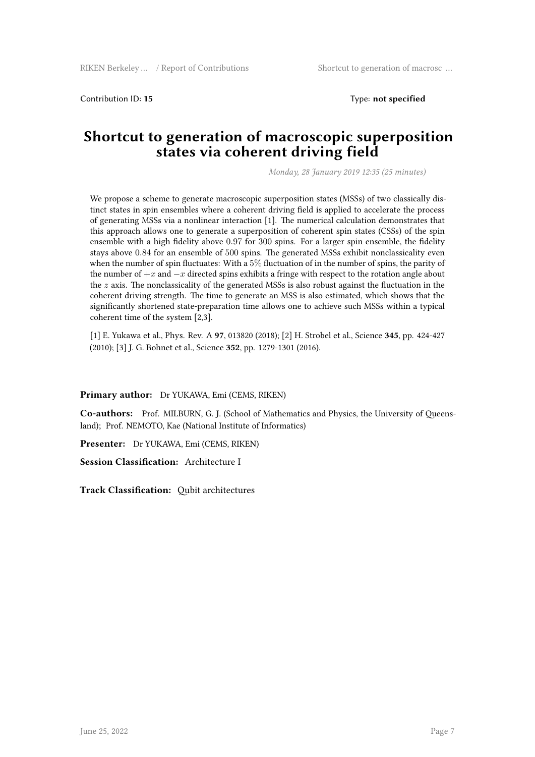Contribution ID: **15** Type: **not specified**

# Shortcut to generation of macroscopic superposition states via coherent driving field

*Monday, 28 January 2019 12:35 (25 minutes)*

We propose a scheme to generate macroscopic superposition states (MSSs) of two classically distinct states in spin ensembles where a coherent driving field is applied to accelerate the process of generating MSSs via a nonlinear interaction [1]. The numerical calculation demonstrates that this approach allows one to generate a superposition of coherent spin states (CSSs) of the spin ensemble with a high fidelity above $0.97$ for $300$ spins. For a larger spin ensemble, the fidelity stays above $0.84$ for an ensemble of $500$ spins. The generated MSSs exhibit nonclassicality even when the number of spin fluctuates: With a $5\%$ fluctuation of in the number of spins, the parity of the number of $+x$ and $-x$ directed spins exhibits a fringe with respect to the rotation angle about the $z$ axis. The nonclassicality of the generated MSSs is also robust against the fluctuation in the coherent driving strength. The time to generate an MSS is also estimated, which shows that the significantly shortened state-preparation time allows one to achieve such MSSs within a typical coherent time of the system [2,3].

[1] E. Yukawa et al., Phys. Rev. A **97**, 013820 (2018); [2] H. Strobel et al., Science **345**, pp. 424-427 (2010); [3] J. G. Bohnet et al., Science **352**, pp. 1279-1301 (2016).

**Primary author:** Dr YUKAWA, Emi (CEMS, RIKEN)

**Co-authors:** Prof. MILBURN, G. J. (School of Mathematics and Physics, the University of Queensland); Prof. NEMOTO, Kae (National Institute of Informatics)

**Presenter:** Dr YUKAWA, Emi (CEMS, RIKEN)

**Session Classification:** Architecture I

**Track Classification:** Qubit architectures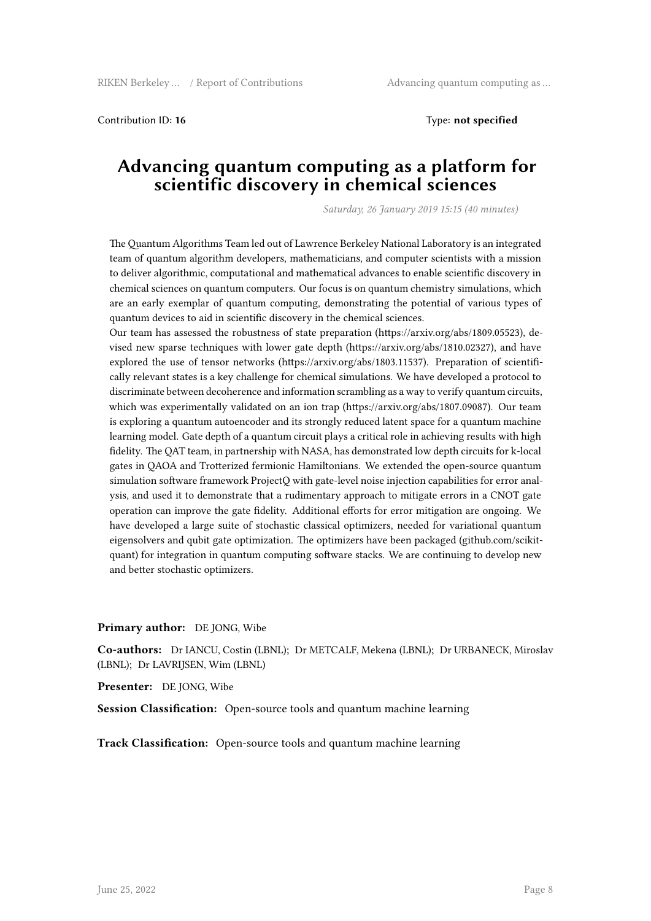Contribution ID: **16**  Type: **not specified**

# Advancing quantum computing as a platform for scientific discovery in chemical sciences

*Saturday, 26 January 2019 15:15 (40 minutes)*

The Quantum Algorithms Team led out of Lawrence Berkeley National Laboratory is an integrated team of quantum algorithm developers, mathematicians, and computer scientists with a mission to deliver algorithmic, computational and mathematical advances to enable scientific discovery in chemical sciences on quantum computers. Our focus is on quantum chemistry simulations, which are an early exemplar of quantum computing, demonstrating the potential of various types of quantum devices to aid in scientific discovery in the chemical sciences.
Our team has assessed the robustness of state preparation (https://arxiv.org/abs/1809.05523), devised new sparse techniques with lower gate depth (https://arxiv.org/abs/1810.02327), and have explored the use of tensor networks (https://arxiv.org/abs/1803.11537). Preparation of scientifically relevant states is a key challenge for chemical simulations. We have developed a protocol to discriminate between decoherence and information scrambling as a way to verify quantum circuits, which was experimentally validated on an ion trap (https://arxiv.org/abs/1807.09087). Our team is exploring a quantum autoencoder and its strongly reduced latent space for a quantum machine learning model. Gate depth of a quantum circuit plays a critical role in achieving results with high fidelity. The QAT team, in partnership with NASA, has demonstrated low depth circuits for k-local gates in QAOA and Trotterized fermionic Hamiltonians. We extended the open-source quantum simulation software framework ProjectQ with gate-level noise injection capabilities for error analysis, and used it to demonstrate that a rudimentary approach to mitigate errors in a CNOT gate operation can improve the gate fidelity. Additional efforts for error mitigation are ongoing. We have developed a large suite of stochastic classical optimizers, needed for variational quantum eigensolvers and qubit gate optimization. The optimizers have been packaged (github.com/scikit-quant) for integration in quantum computing software stacks. We are continuing to develop new and better stochastic optimizers.

**Primary author:** DE JONG, Wibe

**Co-authors:** Dr IANCU, Costin (LBNL); Dr METCALF, Mekena (LBNL); Dr URBANECK, Miroslav (LBNL); Dr LAVRIJSEN, Wim (LBNL)

**Presenter:** DE JONG, Wibe

**Session Classification:** Open-source tools and quantum machine learning

**Track Classification:** Open-source tools and quantum machine learning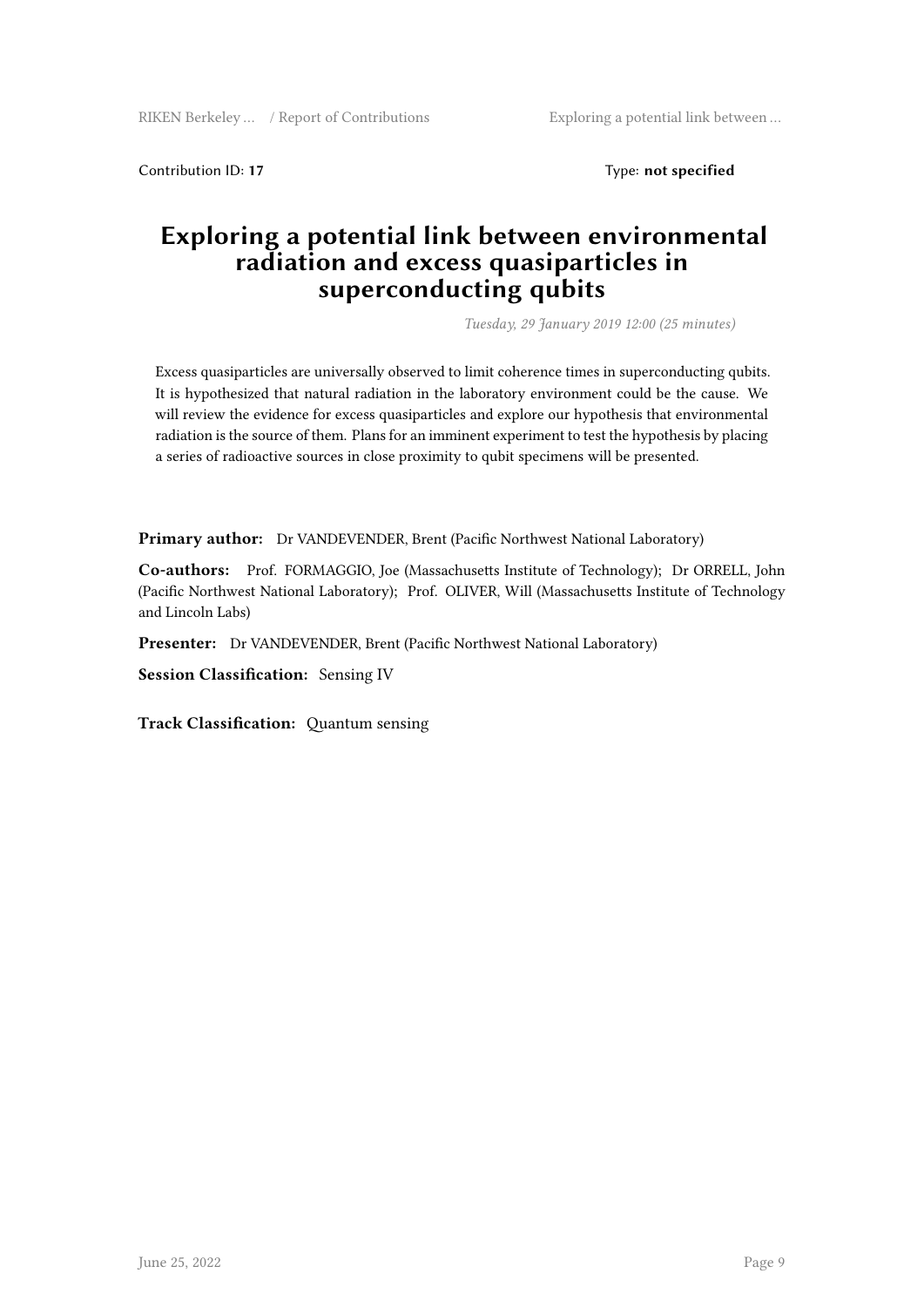Contribution ID: **17**  Type: **not specified**

# Exploring a potential link between environmental radiation and excess quasiparticles in superconducting qubits

*Tuesday, 29 January 2019 12:00 (25 minutes)*

Excess quasiparticles are universally observed to limit coherence times in superconducting qubits. It is hypothesized that natural radiation in the laboratory environment could be the cause. We will review the evidence for excess quasiparticles and explore our hypothesis that environmental radiation is the source of them. Plans for an imminent experiment to test the hypothesis by placing a series of radioactive sources in close proximity to qubit specimens will be presented.

**Primary author:** Dr VANDEVENDER, Brent (Pacific Northwest National Laboratory)

**Co-authors:** Prof. FORMAGGIO, Joe (Massachusetts Institute of Technology); Dr ORRELL, John (Pacific Northwest National Laboratory); Prof. OLIVER, Will (Massachusetts Institute of Technology and Lincoln Labs)

**Presenter:** Dr VANDEVENDER, Brent (Pacific Northwest National Laboratory)

**Session Classification:** Sensing IV

**Track Classification:** Quantum sensing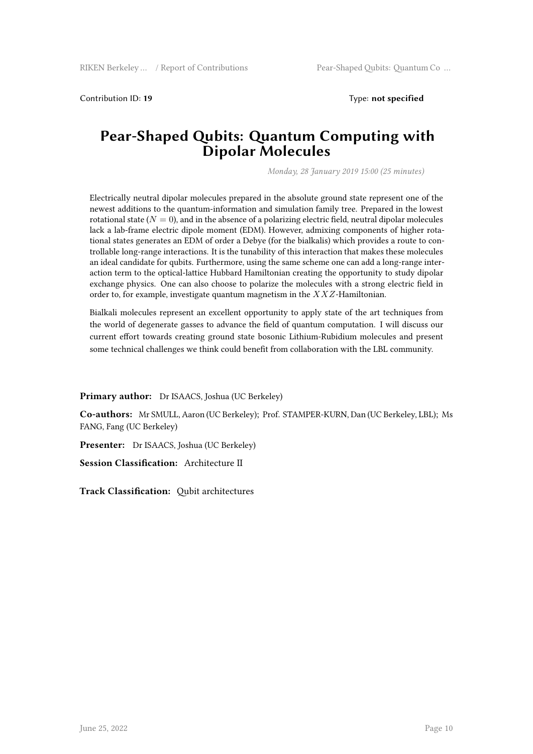Contribution ID: **19** Type: **not specified**

# Pear-Shaped Qubits: Quantum Computing with Dipolar Molecules

*Monday, 28 January 2019 15:00 (25 minutes)*

Electrically neutral dipolar molecules prepared in the absolute ground state represent one of the newest additions to the quantum-information and simulation family tree. Prepared in the lowest rotational state ($N = 0$), and in the absence of a polarizing electric field, neutral dipolar molecules lack a lab-frame electric dipole moment (EDM). However, admixing components of higher rotational states generates an EDM of order a Debye (for the bialkalis) which provides a route to controllable long-range interactions. It is the tunability of this interaction that makes these molecules an ideal candidate for qubits. Furthermore, using the same scheme one can add a long-range interaction term to the optical-lattice Hubbard Hamiltonian creating the opportunity to study dipolar exchange physics. One can also choose to polarize the molecules with a strong electric field in order to, for example, investigate quantum magnetism in the $XXZ$-Hamiltonian.

Bialkali molecules represent an excellent opportunity to apply state of the art techniques from the world of degenerate gasses to advance the field of quantum computation. I will discuss our current effort towards creating ground state bosonic Lithium-Rubidium molecules and present some technical challenges we think could benefit from collaboration with the LBL community.

**Primary author:** Dr ISAACS, Joshua (UC Berkeley)

**Co-authors:** Mr SMULL, Aaron (UC Berkeley); Prof. STAMPER-KURN, Dan (UC Berkeley, LBL); Ms FANG, Fang (UC Berkeley)

**Presenter:** Dr ISAACS, Joshua (UC Berkeley)

**Session Classification:** Architecture II

**Track Classification:** Qubit architectures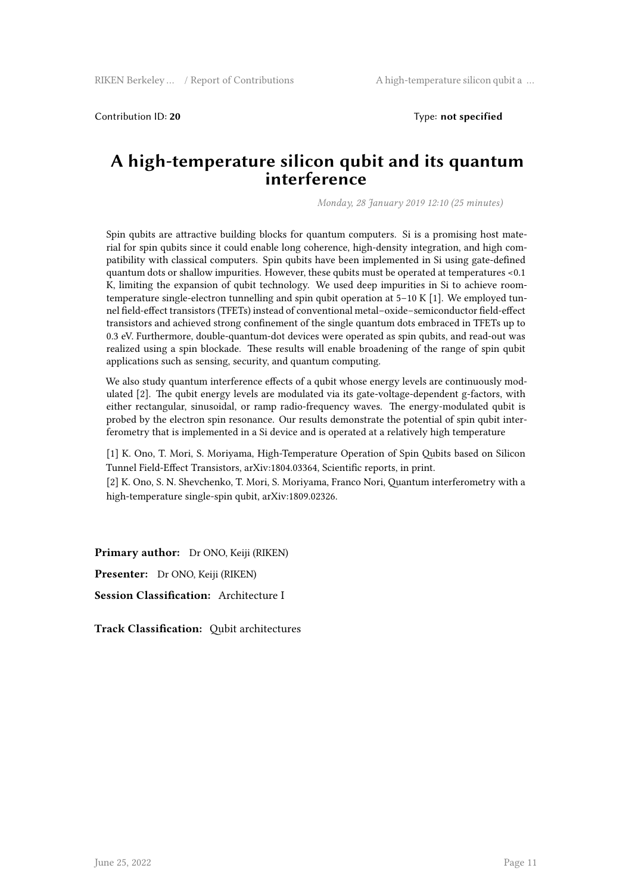Contribution ID: **20** Type: **not specified**

# A high-temperature silicon qubit and its quantum interference

*Monday, 28 January 2019 12:10 (25 minutes)*

Spin qubits are attractive building blocks for quantum computers. Si is a promising host material for spin qubits since it could enable long coherence, high-density integration, and high compatibility with classical computers. Spin qubits have been implemented in Si using gate-defined quantum dots or shallow impurities. However, these qubits must be operated at temperatures <0.1 K, limiting the expansion of qubit technology. We used deep impurities in Si to achieve room-temperature single-electron tunnelling and spin qubit operation at 5–10 K [1]. We employed tunnel field-effect transistors (TFETs) instead of conventional metal–oxide–semiconductor field-effect transistors and achieved strong confinement of the single quantum dots embraced in TFETs up to 0.3 eV. Furthermore, double-quantum-dot devices were operated as spin qubits, and read-out was realized using a spin blockade. These results will enable broadening of the range of spin qubit applications such as sensing, security, and quantum computing.

We also study quantum interference effects of a qubit whose energy levels are continuously modulated [2]. The qubit energy levels are modulated via its gate-voltage-dependent g-factors, with either rectangular, sinusoidal, or ramp radio-frequency waves. The energy-modulated qubit is probed by the electron spin resonance. Our results demonstrate the potential of spin qubit interferometry that is implemented in a Si device and is operated at a relatively high temperature

[1] K. Ono, T. Mori, S. Moriyama, High-Temperature Operation of Spin Qubits based on Silicon Tunnel Field-Effect Transistors, arXiv:1804.03364, Scientific reports, in print.
[2] K. Ono, S. N. Shevchenko, T. Mori, S. Moriyama, Franco Nori, Quantum interferometry with a high-temperature single-spin qubit, arXiv:1809.02326.

**Primary author:** Dr ONO, Keiji (RIKEN)

**Presenter:** Dr ONO, Keiji (RIKEN)

**Session Classification:** Architecture I

**Track Classification:** Qubit architectures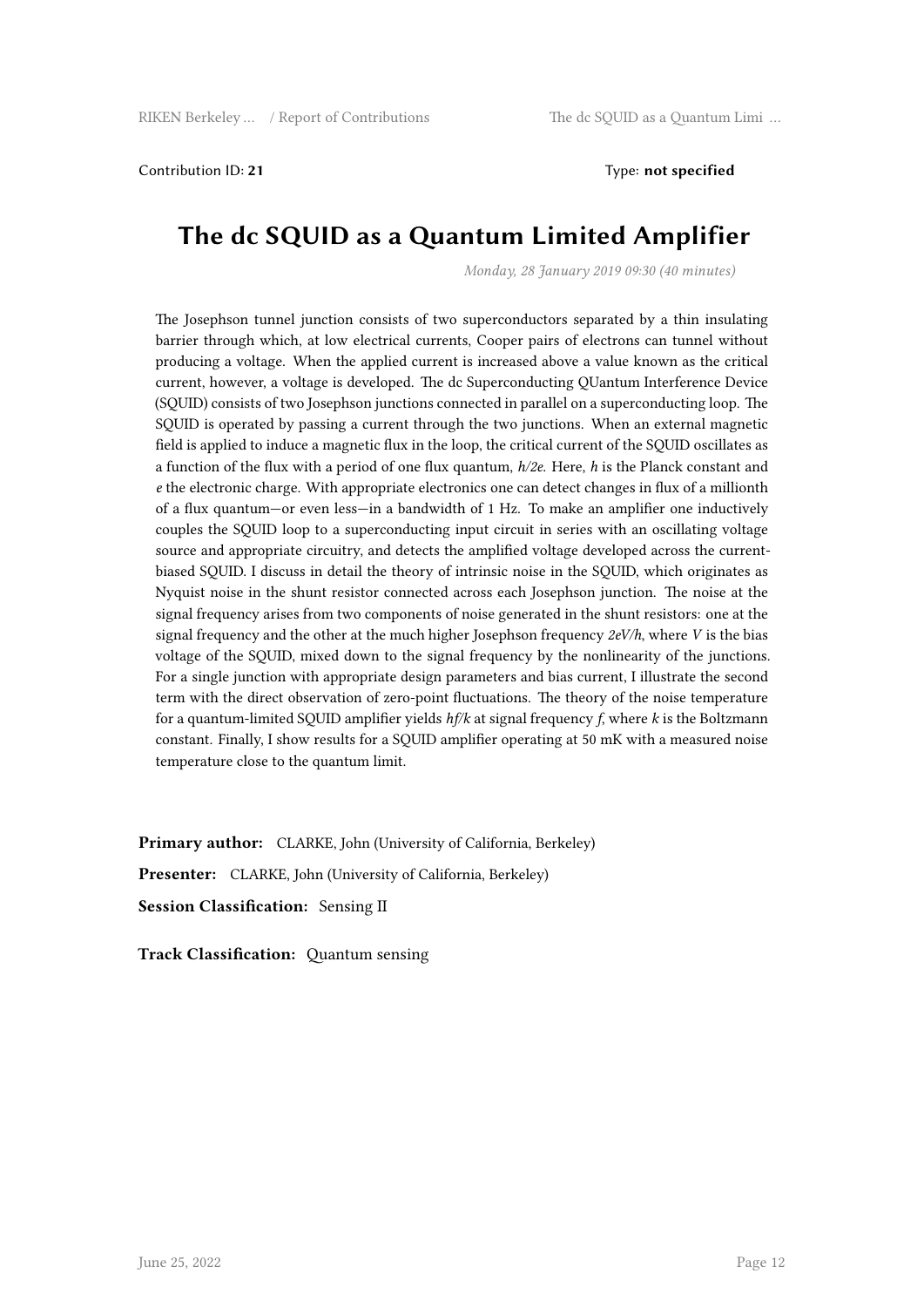Contribution ID: **21**

Type: **not specified**

# The dc SQUID as a Quantum Limited Amplifier

*Monday, 28 January 2019 09:30 (40 minutes)*

The Josephson tunnel junction consists of two superconductors separated by a thin insulating barrier through which, at low electrical currents, Cooper pairs of electrons can tunnel without producing a voltage. When the applied current is increased above a value known as the critical current, however, a voltage is developed. The dc Superconducting QUantum Interference Device (SQUID) consists of two Josephson junctions connected in parallel on a superconducting loop. The SQUID is operated by passing a current through the two junctions. When an external magnetic field is applied to induce a magnetic flux in the loop, the critical current of the SQUID oscillates as a function of the flux with a period of one flux quantum, $h/2e$. Here, $h$ is the Planck constant and $e$ the electronic charge. With appropriate electronics one can detect changes in flux of a millionth of a flux quantum—or even less—in a bandwidth of 1 Hz. To make an amplifier one inductively couples the SQUID loop to a superconducting input circuit in series with an oscillating voltage source and appropriate circuitry, and detects the amplified voltage developed across the current-biased SQUID. I discuss in detail the theory of intrinsic noise in the SQUID, which originates as Nyquist noise in the shunt resistor connected across each Josephson junction. The noise at the signal frequency arises from two components of noise generated in the shunt resistors: one at the signal frequency and the other at the much higher Josephson frequency $2eV/h$, where $V$ is the bias voltage of the SQUID, mixed down to the signal frequency by the nonlinearity of the junctions. For a single junction with appropriate design parameters and bias current, I illustrate the second term with the direct observation of zero-point fluctuations. The theory of the noise temperature for a quantum-limited SQUID amplifier yields $hf/k$ at signal frequency $f$, where $k$ is the Boltzmann constant. Finally, I show results for a SQUID amplifier operating at 50 mK with a measured noise temperature close to the quantum limit.

**Primary author:** CLARKE, John (University of California, Berkeley)

**Presenter:** CLARKE, John (University of California, Berkeley)

**Session Classification:** Sensing II

**Track Classification:** Quantum sensing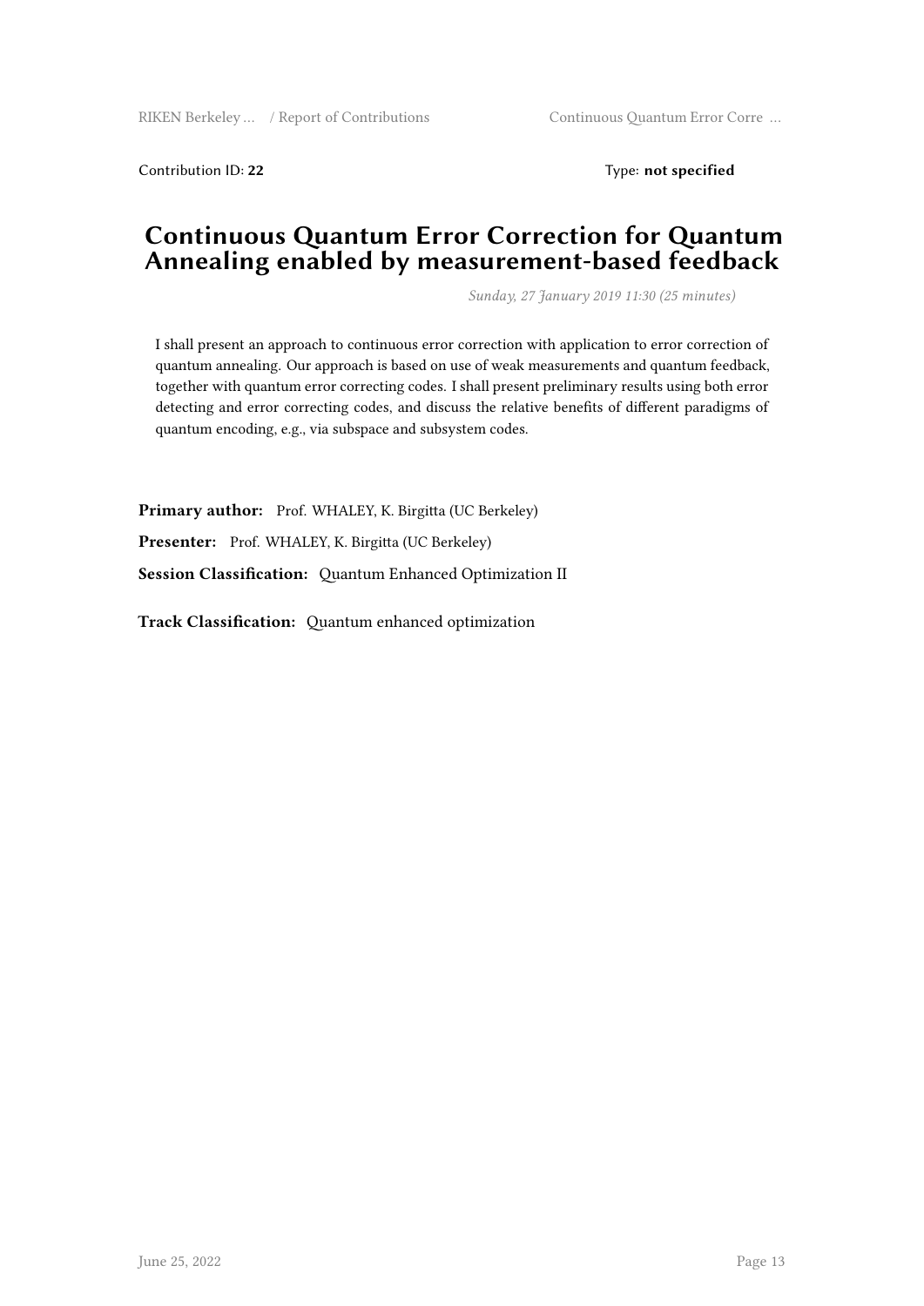Contribution ID: **22** Type: **not specified**

# Continuous Quantum Error Correction for Quantum Annealing enabled by measurement-based feedback

*Sunday, 27 January 2019 11:30 (25 minutes)*

I shall present an approach to continuous error correction with application to error correction of quantum annealing. Our approach is based on use of weak measurements and quantum feedback, together with quantum error correcting codes. I shall present preliminary results using both error detecting and error correcting codes, and discuss the relative benefits of different paradigms of quantum encoding, e.g., via subspace and subsystem codes.

**Primary author:** Prof. WHALEY, K. Birgitta (UC Berkeley)

**Presenter:** Prof. WHALEY, K. Birgitta (UC Berkeley)

**Session Classification:** Quantum Enhanced Optimization II

**Track Classification:** Quantum enhanced optimization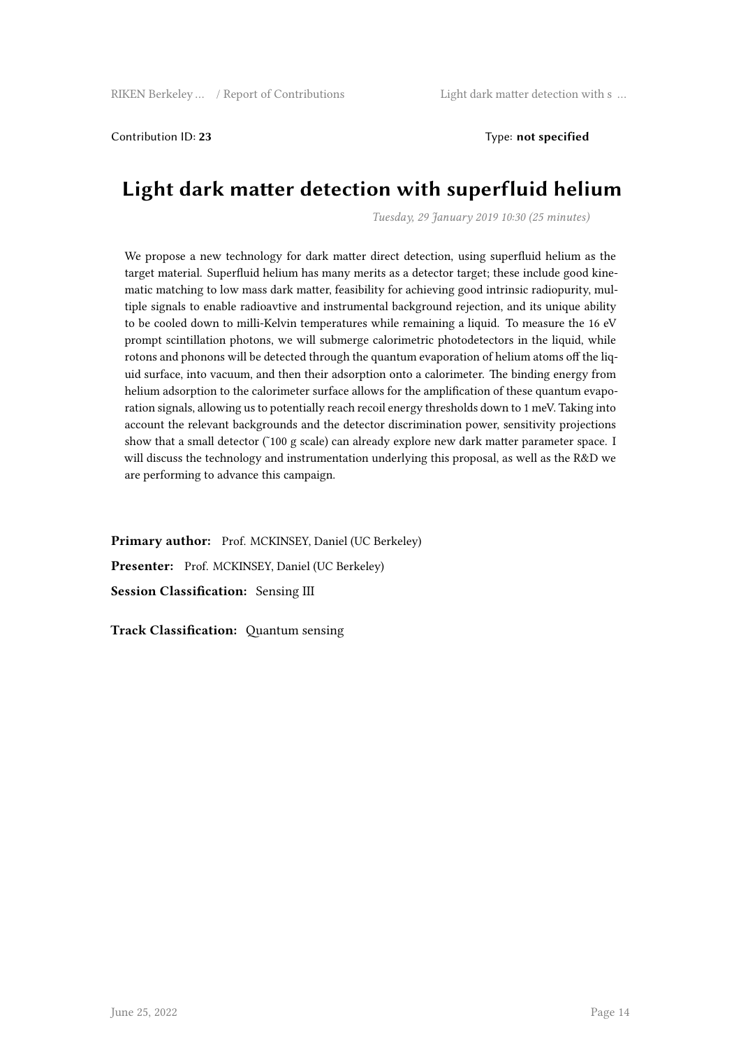Contribution ID: **23** Type: **not specified**

# Light dark matter detection with superfluid helium

*Tuesday, 29 January 2019 10:30 (25 minutes)*

We propose a new technology for dark matter direct detection, using superfluid helium as the target material. Superfluid helium has many merits as a detector target; these include good kinematic matching to low mass dark matter, feasibility for achieving good intrinsic radiopurity, multiple signals to enable radioavtive and instrumental background rejection, and its unique ability to be cooled down to milli-Kelvin temperatures while remaining a liquid. To measure the 16 eV prompt scintillation photons, we will submerge calorimetric photodetectors in the liquid, while rotons and phonons will be detected through the quantum evaporation of helium atoms off the liquid surface, into vacuum, and then their adsorption onto a calorimeter. The binding energy from helium adsorption to the calorimeter surface allows for the amplification of these quantum evaporation signals, allowing us to potentially reach recoil energy thresholds down to 1 meV. Taking into account the relevant backgrounds and the detector discrimination power, sensitivity projections show that a small detector (~100 g scale) can already explore new dark matter parameter space. I will discuss the technology and instrumentation underlying this proposal, as well as the R&D we are performing to advance this campaign.

**Primary author:** Prof. MCKINSEY, Daniel (UC Berkeley)

**Presenter:** Prof. MCKINSEY, Daniel (UC Berkeley)

**Session Classification:** Sensing III

**Track Classification:** Quantum sensing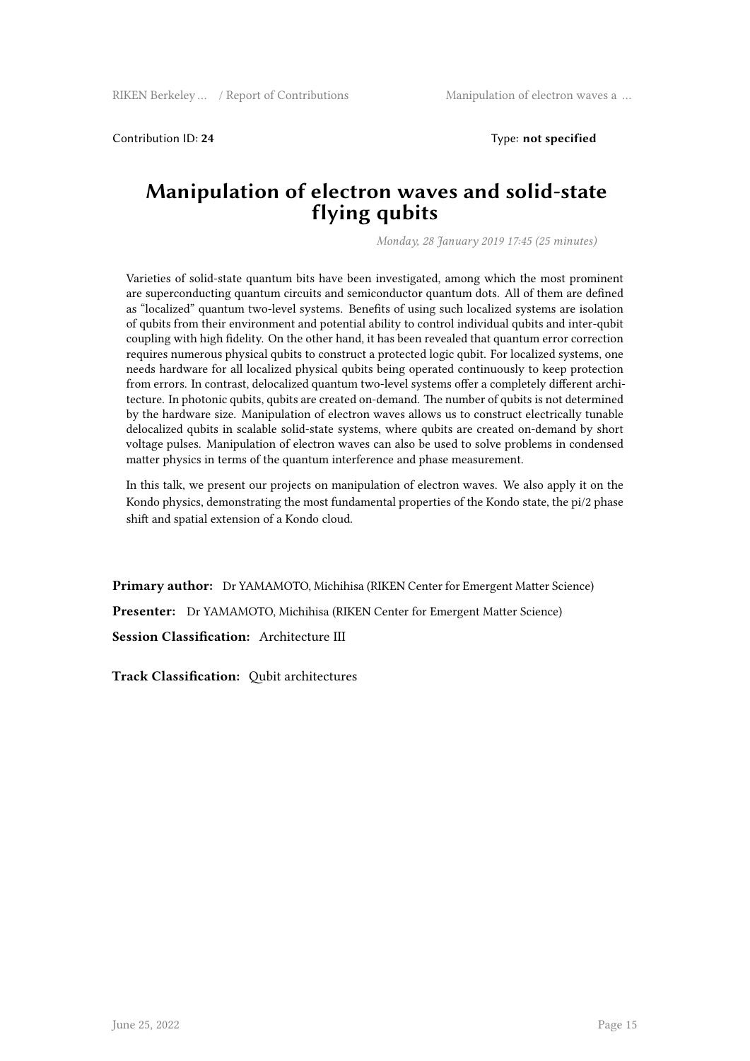Contribution ID: **24**                                                                 Type: **not specified**

# Manipulation of electron waves and solid-state flying qubits

*Monday, 28 January 2019 17:45 (25 minutes)*

Varieties of solid-state quantum bits have been investigated, among which the most prominent are superconducting quantum circuits and semiconductor quantum dots. All of them are defined as "localized" quantum two-level systems. Benefits of using such localized systems are isolation of qubits from their environment and potential ability to control individual qubits and inter-qubit coupling with high fidelity. On the other hand, it has been revealed that quantum error correction requires numerous physical qubits to construct a protected logic qubit. For localized systems, one needs hardware for all localized physical qubits being operated continuously to keep protection from errors. In contrast, delocalized quantum two-level systems offer a completely different architecture. In photonic qubits, qubits are created on-demand. The number of qubits is not determined by the hardware size. Manipulation of electron waves allows us to construct electrically tunable delocalized qubits in scalable solid-state systems, where qubits are created on-demand by short voltage pulses. Manipulation of electron waves can also be used to solve problems in condensed matter physics in terms of the quantum interference and phase measurement.

In this talk, we present our projects on manipulation of electron waves. We also apply it on the Kondo physics, demonstrating the most fundamental properties of the Kondo state, the pi/2 phase shift and spatial extension of a Kondo cloud.

**Primary author:** Dr YAMAMOTO, Michihisa (RIKEN Center for Emergent Matter Science)

**Presenter:** Dr YAMAMOTO, Michihisa (RIKEN Center for Emergent Matter Science)

**Session Classification:** Architecture III

**Track Classification:** Qubit architectures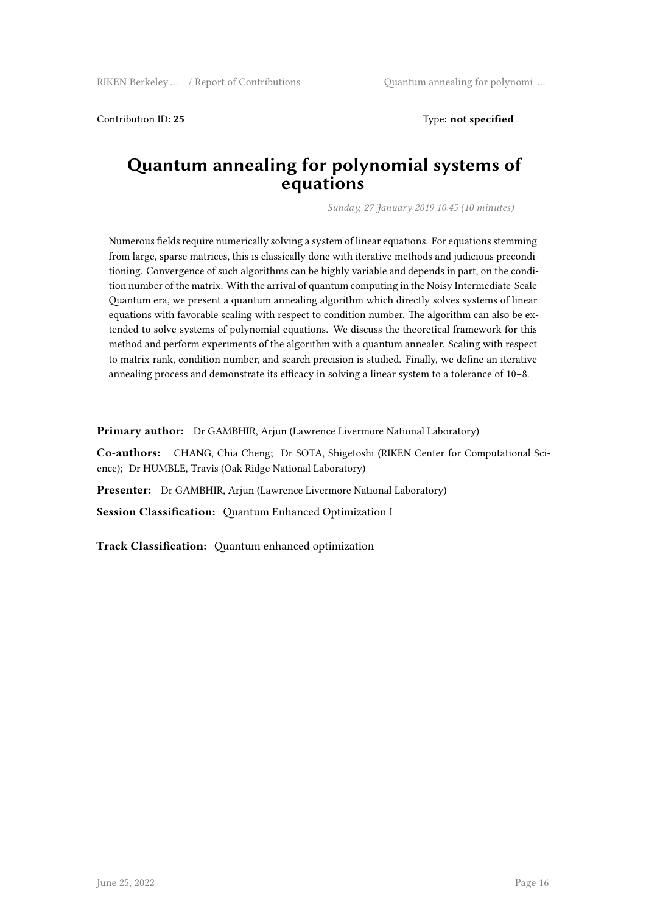Contribution ID: **25**

Type: **not specified**

# Quantum annealing for polynomial systems of equations

*Sunday, 27 January 2019 10:45 (10 minutes)*

Numerous fields require numerically solving a system of linear equations. For equations stemming from large, sparse matrices, this is classically done with iterative methods and judicious preconditioning. Convergence of such algorithms can be highly variable and depends in part, on the condition number of the matrix. With the arrival of quantum computing in the Noisy Intermediate-Scale Quantum era, we present a quantum annealing algorithm which directly solves systems of linear equations with favorable scaling with respect to condition number. The algorithm can also be extended to solve systems of polynomial equations. We discuss the theoretical framework for this method and perform experiments of the algorithm with a quantum annealer. Scaling with respect to matrix rank, condition number, and search precision is studied. Finally, we define an iterative annealing process and demonstrate its efficacy in solving a linear system to a tolerance of 10−8.

**Primary author:** Dr GAMBHIR, Arjun (Lawrence Livermore National Laboratory)

**Co-authors:** CHANG, Chia Cheng; Dr SOTA, Shigetoshi (RIKEN Center for Computational Science); Dr HUMBLE, Travis (Oak Ridge National Laboratory)

**Presenter:** Dr GAMBHIR, Arjun (Lawrence Livermore National Laboratory)

**Session Classification:** Quantum Enhanced Optimization I

**Track Classification:** Quantum enhanced optimization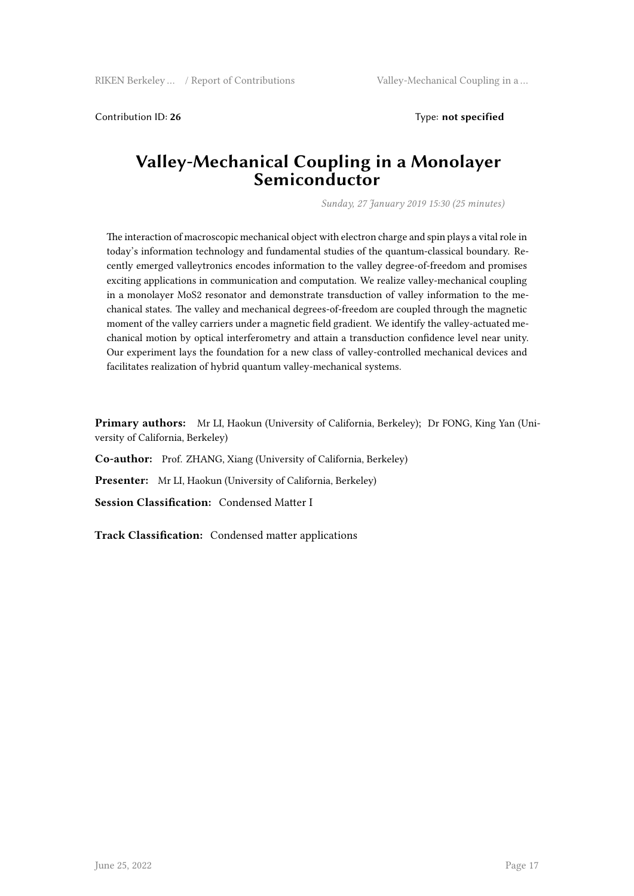Contribution ID: **26** Type: **not specified**

# Valley-Mechanical Coupling in a Monolayer Semiconductor

*Sunday, 27 January 2019 15:30 (25 minutes)*

The interaction of macroscopic mechanical object with electron charge and spin plays a vital role in today's information technology and fundamental studies of the quantum-classical boundary. Recently emerged valleytronics encodes information to the valley degree-of-freedom and promises exciting applications in communication and computation. We realize valley-mechanical coupling in a monolayer $MoS_2$ resonator and demonstrate transduction of valley information to the mechanical states. The valley and mechanical degrees-of-freedom are coupled through the magnetic moment of the valley carriers under a magnetic field gradient. We identify the valley-actuated mechanical motion by optical interferometry and attain a transduction confidence level near unity. Our experiment lays the foundation for a new class of valley-controlled mechanical devices and facilitates realization of hybrid quantum valley-mechanical systems.

**Primary authors:** Mr LI, Haokun (University of California, Berkeley); Dr FONG, King Yan (University of California, Berkeley)

**Co-author:** Prof. ZHANG, Xiang (University of California, Berkeley)

**Presenter:** Mr LI, Haokun (University of California, Berkeley)

**Session Classification:** Condensed Matter I

**Track Classification:** Condensed matter applications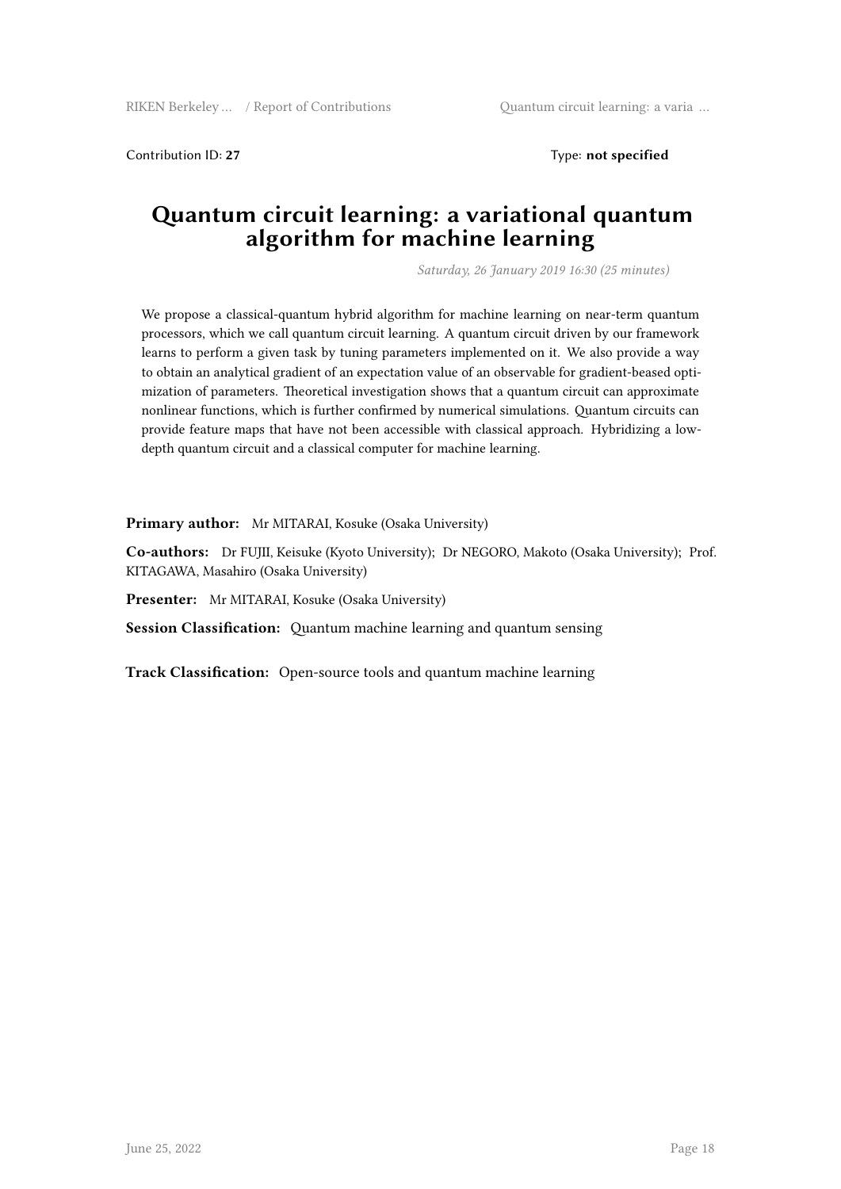Contribution ID: **27** Type: **not specified**

# Quantum circuit learning: a variational quantum algorithm for machine learning

*Saturday, 26 January 2019 16:30 (25 minutes)*

We propose a classical-quantum hybrid algorithm for machine learning on near-term quantum processors, which we call quantum circuit learning. A quantum circuit driven by our framework learns to perform a given task by tuning parameters implemented on it. We also provide a way to obtain an analytical gradient of an expectation value of an observable for gradient-beased optimization of parameters. Theoretical investigation shows that a quantum circuit can approximate nonlinear functions, which is further confirmed by numerical simulations. Quantum circuits can provide feature maps that have not been accessible with classical approach. Hybridizing a low-depth quantum circuit and a classical computer for machine learning.

**Primary author:** Mr MITARAI, Kosuke (Osaka University)

**Co-authors:** Dr FUJII, Keisuke (Kyoto University); Dr NEGORO, Makoto (Osaka University); Prof. KITAGAWA, Masahiro (Osaka University)

**Presenter:** Mr MITARAI, Kosuke (Osaka University)

**Session Classification:** Quantum machine learning and quantum sensing

**Track Classification:** Open-source tools and quantum machine learning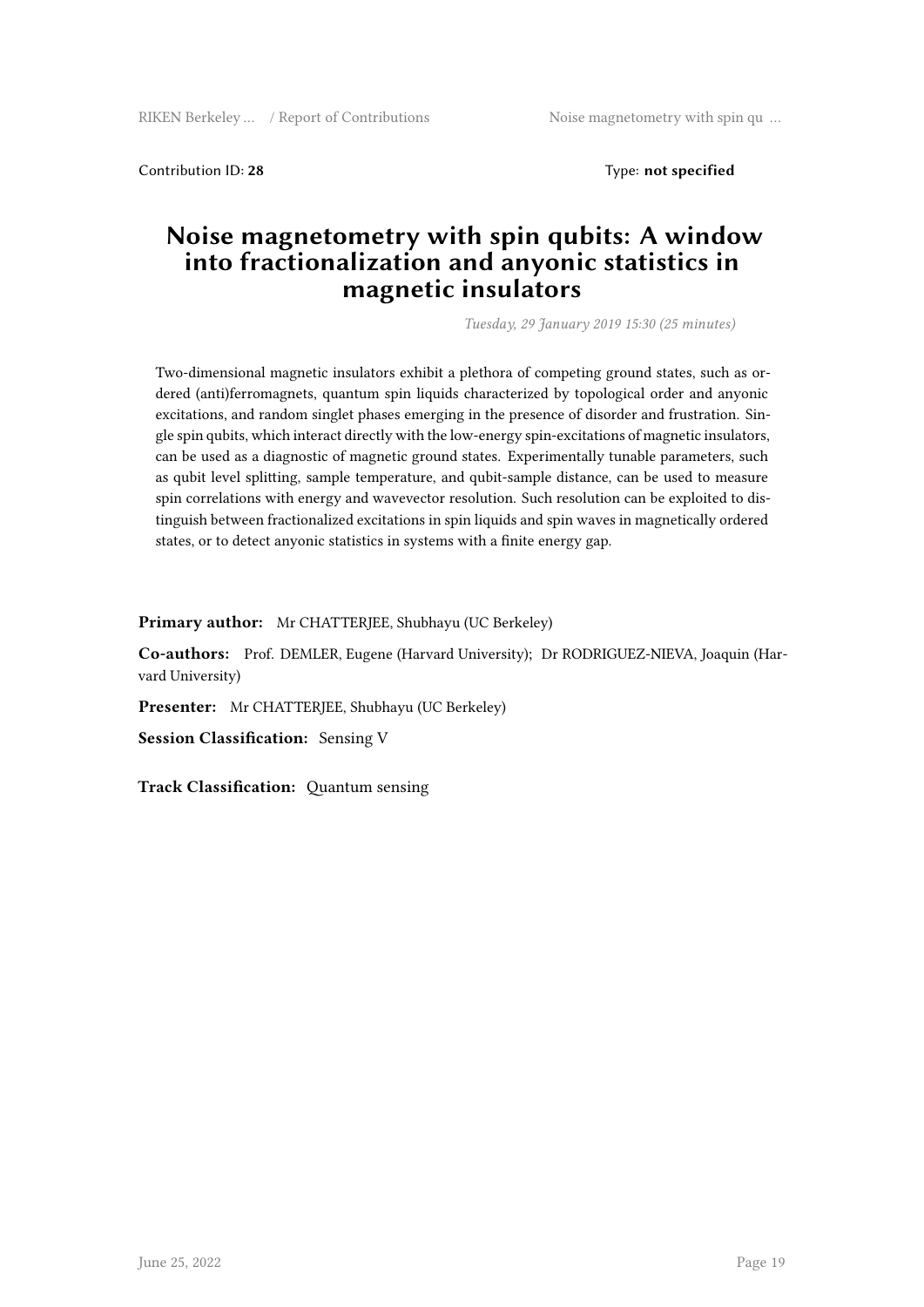Contribution ID: **28** Type: **not specified**

# Noise magnetometry with spin qubits: A window into fractionalization and anyonic statistics in magnetic insulators

*Tuesday, 29 January 2019 15:30 (25 minutes)*

Two-dimensional magnetic insulators exhibit a plethora of competing ground states, such as ordered (anti)ferromagnets, quantum spin liquids characterized by topological order and anyonic excitations, and random singlet phases emerging in the presence of disorder and frustration. Single spin qubits, which interact directly with the low-energy spin-excitations of magnetic insulators, can be used as a diagnostic of magnetic ground states. Experimentally tunable parameters, such as qubit level splitting, sample temperature, and qubit-sample distance, can be used to measure spin correlations with energy and wavevector resolution. Such resolution can be exploited to distinguish between fractionalized excitations in spin liquids and spin waves in magnetically ordered states, or to detect anyonic statistics in systems with a finite energy gap.

**Primary author:** Mr CHATTERJEE, Shubhayu (UC Berkeley)

**Co-authors:** Prof. DEMLER, Eugene (Harvard University); Dr RODRIGUEZ-NIEVA, Joaquin (Harvard University)

**Presenter:** Mr CHATTERJEE, Shubhayu (UC Berkeley)

**Session Classification:** Sensing V

**Track Classification:** Quantum sensing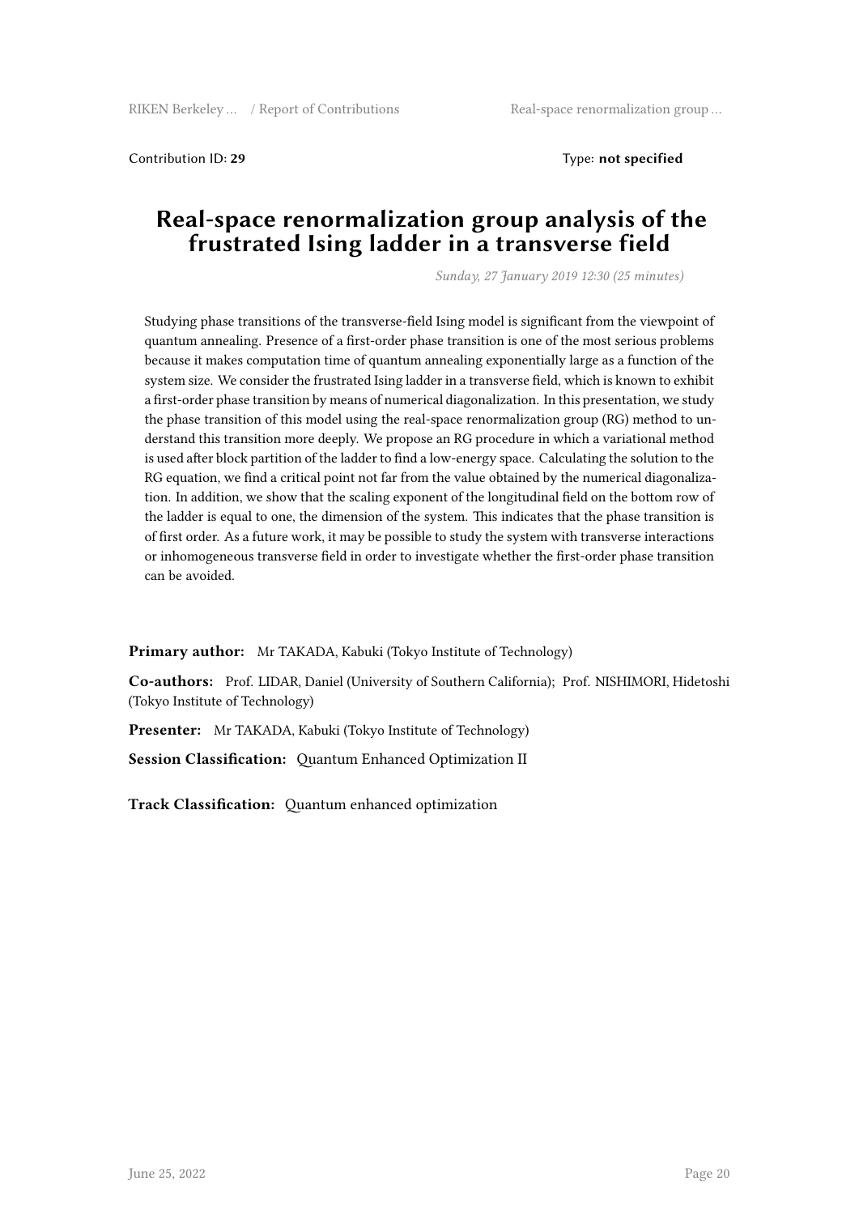Contribution ID: **29** Type: **not specified**

# Real-space renormalization group analysis of the frustrated Ising ladder in a transverse field

*Sunday, 27 January 2019 12:30 (25 minutes)*

Studying phase transitions of the transverse-field Ising model is significant from the viewpoint of quantum annealing. Presence of a first-order phase transition is one of the most serious problems because it makes computation time of quantum annealing exponentially large as a function of the system size. We consider the frustrated Ising ladder in a transverse field, which is known to exhibit a first-order phase transition by means of numerical diagonalization. In this presentation, we study the phase transition of this model using the real-space renormalization group (RG) method to understand this transition more deeply. We propose an RG procedure in which a variational method is used after block partition of the ladder to find a low-energy space. Calculating the solution to the RG equation, we find a critical point not far from the value obtained by the numerical diagonalization. In addition, we show that the scaling exponent of the longitudinal field on the bottom row of the ladder is equal to one, the dimension of the system. This indicates that the phase transition is of first order. As a future work, it may be possible to study the system with transverse interactions or inhomogeneous transverse field in order to investigate whether the first-order phase transition can be avoided.

**Primary author:** Mr TAKADA, Kabuki (Tokyo Institute of Technology)

**Co-authors:** Prof. LIDAR, Daniel (University of Southern California); Prof. NISHIMORI, Hidetoshi (Tokyo Institute of Technology)

**Presenter:** Mr TAKADA, Kabuki (Tokyo Institute of Technology)

**Session Classification:** Quantum Enhanced Optimization II

**Track Classification:** Quantum enhanced optimization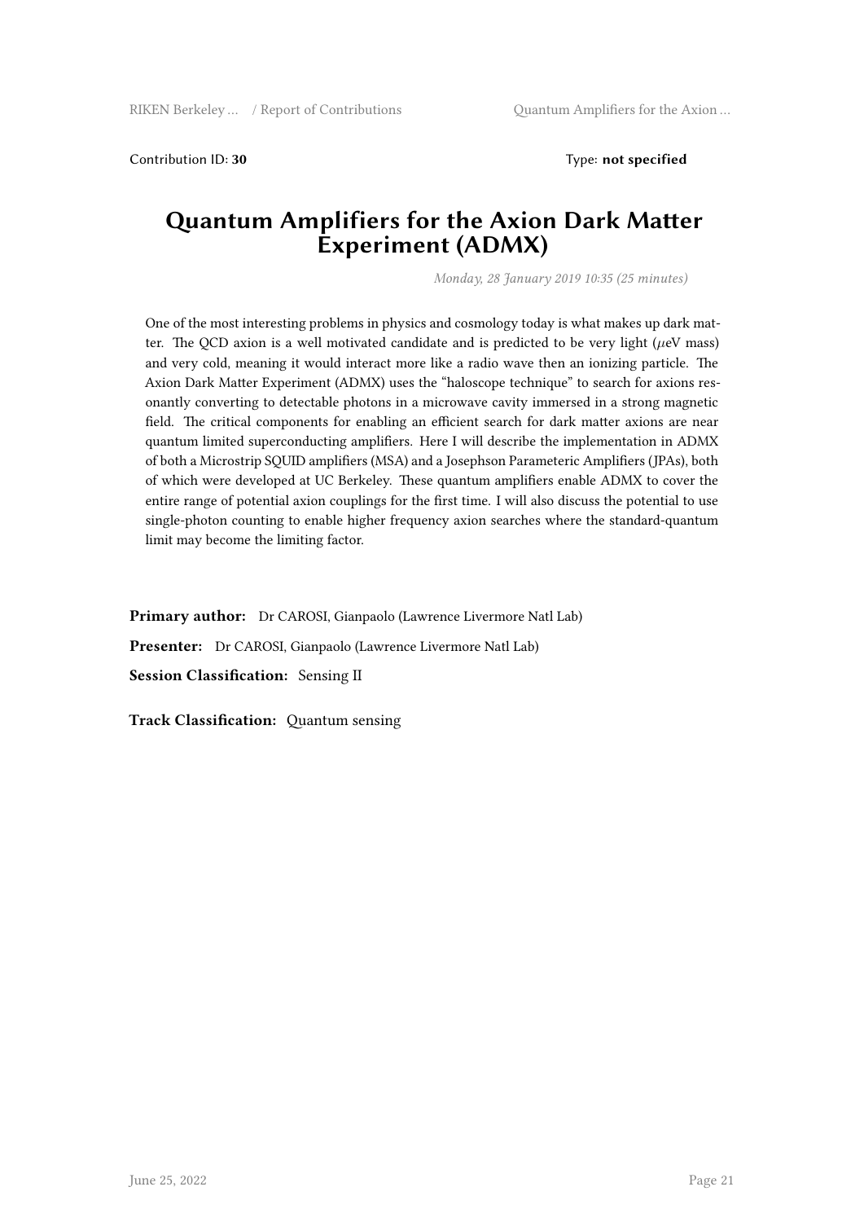Contribution ID: **30** Type: **not specified**

# Quantum Amplifiers for the Axion Dark Matter Experiment (ADMX)

*Monday, 28 January 2019 10:35 (25 minutes)*

One of the most interesting problems in physics and cosmology today is what makes up dark matter. The QCD axion is a well motivated candidate and is predicted to be very light ($\mu$eV mass) and very cold, meaning it would interact more like a radio wave then an ionizing particle. The Axion Dark Matter Experiment (ADMX) uses the "haloscope technique" to search for axions resonantly converting to detectable photons in a microwave cavity immersed in a strong magnetic field. The critical components for enabling an efficient search for dark matter axions are near quantum limited superconducting amplifiers. Here I will describe the implementation in ADMX of both a Microstrip SQUID amplifiers (MSA) and a Josephson Parameteric Amplifiers (JPAs), both of which were developed at UC Berkeley. These quantum amplifiers enable ADMX to cover the entire range of potential axion couplings for the first time. I will also discuss the potential to use single-photon counting to enable higher frequency axion searches where the standard-quantum limit may become the limiting factor.

**Primary author:** Dr CAROSI, Gianpaolo (Lawrence Livermore Natl Lab)

**Presenter:** Dr CAROSI, Gianpaolo (Lawrence Livermore Natl Lab)

**Session Classification:** Sensing II

**Track Classification:** Quantum sensing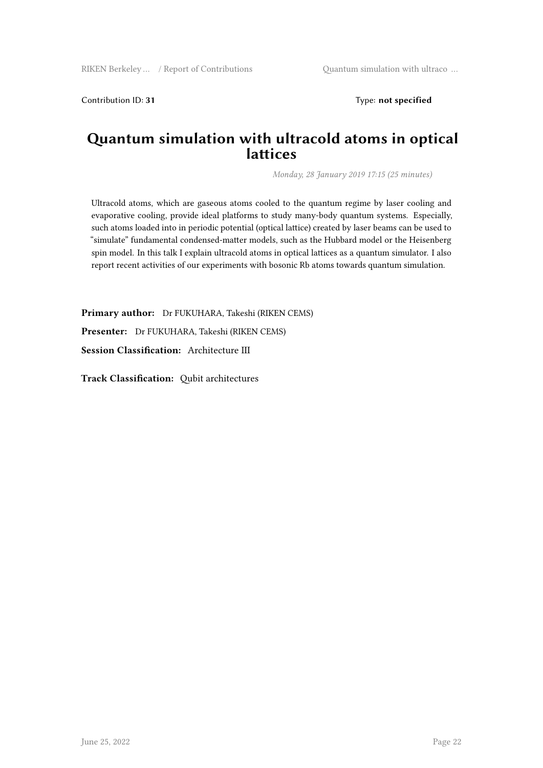Contribution ID: **31** Type: **not specified**

# Quantum simulation with ultracold atoms in optical lattices

*Monday, 28 January 2019 17:15 (25 minutes)*

Ultracold atoms, which are gaseous atoms cooled to the quantum regime by laser cooling and evaporative cooling, provide ideal platforms to study many-body quantum systems. Especially, such atoms loaded into in periodic potential (optical lattice) created by laser beams can be used to "simulate" fundamental condensed-matter models, such as the Hubbard model or the Heisenberg spin model. In this talk I explain ultracold atoms in optical lattices as a quantum simulator. I also report recent activities of our experiments with bosonic Rb atoms towards quantum simulation.

**Primary author:** Dr FUKUHARA, Takeshi (RIKEN CEMS)

**Presenter:** Dr FUKUHARA, Takeshi (RIKEN CEMS)

**Session Classification:** Architecture III

**Track Classification:** Qubit architectures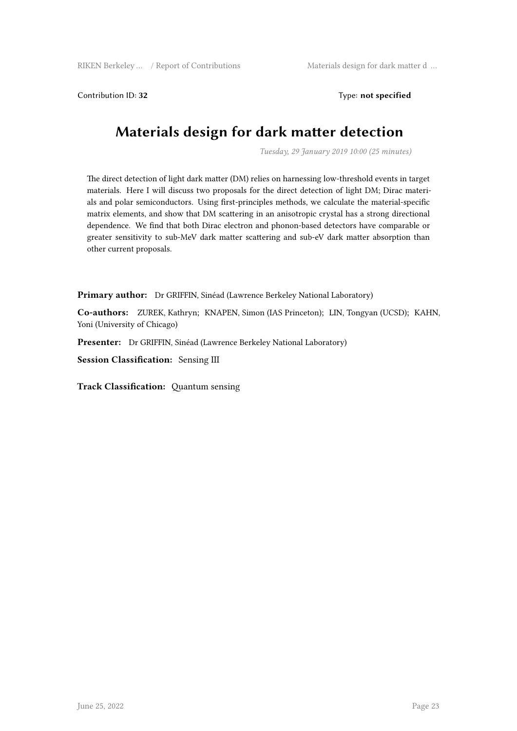Contribution ID: **32** Type: **not specified**

# Materials design for dark matter detection

*Tuesday, 29 January 2019 10:00 (25 minutes)*

The direct detection of light dark matter (DM) relies on harnessing low-threshold events in target materials. Here I will discuss two proposals for the direct detection of light DM; Dirac materials and polar semiconductors. Using first-principles methods, we calculate the material-specific matrix elements, and show that DM scattering in an anisotropic crystal has a strong directional dependence. We find that both Dirac electron and phonon-based detectors have comparable or greater sensitivity to sub-MeV dark matter scattering and sub-eV dark matter absorption than other current proposals.

**Primary author:** Dr GRIFFIN, Sinéad (Lawrence Berkeley National Laboratory)

**Co-authors:** ZUREK, Kathryn; KNAPEN, Simon (IAS Princeton); LIN, Tongyan (UCSD); KAHN, Yoni (University of Chicago)

**Presenter:** Dr GRIFFIN, Sinéad (Lawrence Berkeley National Laboratory)

**Session Classification:** Sensing III

**Track Classification:** Quantum sensing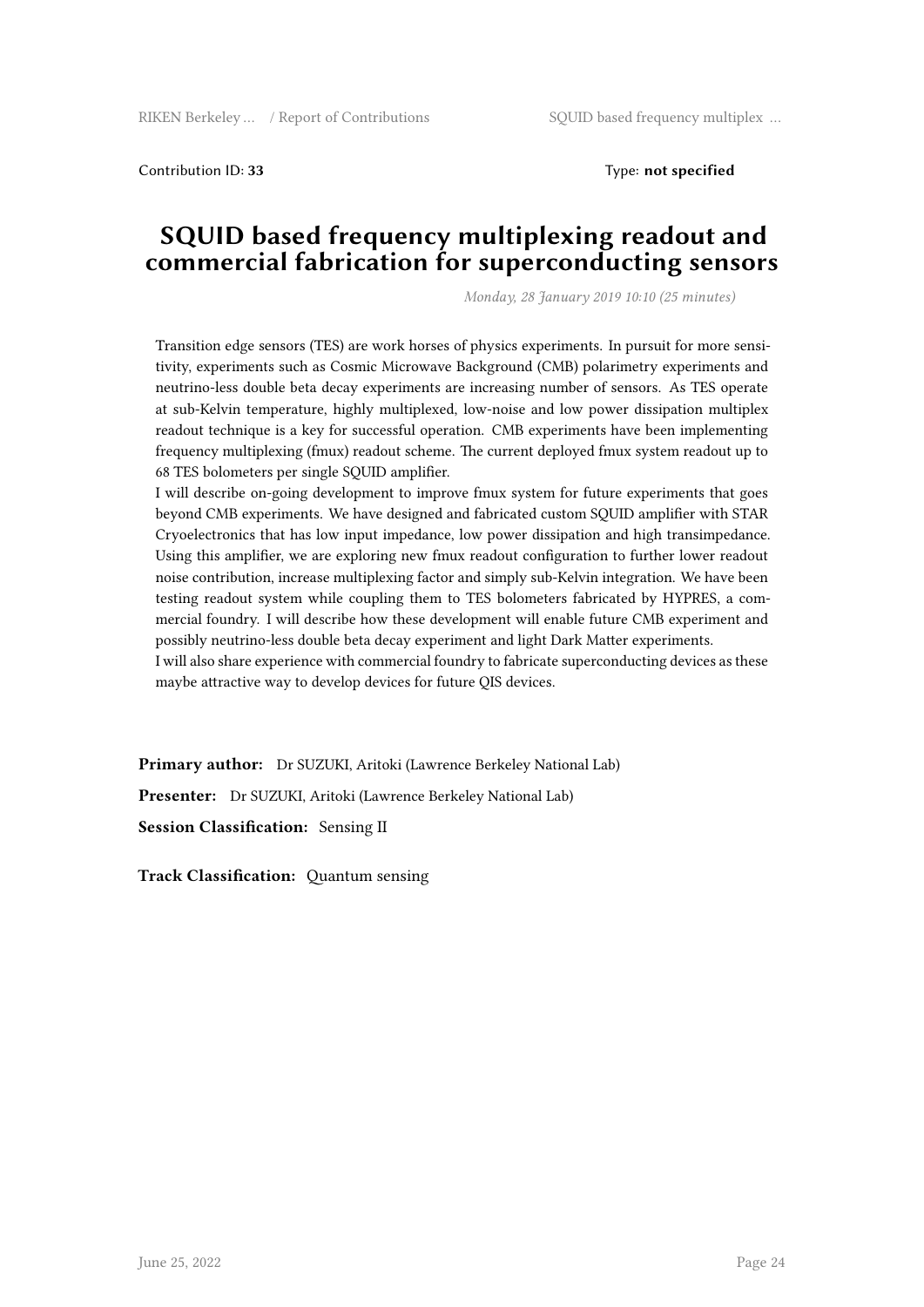Contribution ID: **33** Type: **not specified**

# SQUID based frequency multiplexing readout and commercial fabrication for superconducting sensors

*Monday, 28 January 2019 10:10 (25 minutes)*

Transition edge sensors (TES) are work horses of physics experiments. In pursuit for more sensitivity, experiments such as Cosmic Microwave Background (CMB) polarimetry experiments and neutrino-less double beta decay experiments are increasing number of sensors. As TES operate at sub-Kelvin temperature, highly multiplexed, low-noise and low power dissipation multiplex readout technique is a key for successful operation. CMB experiments have been implementing frequency multiplexing (fmux) readout scheme. The current deployed fmux system readout up to 68 TES bolometers per single SQUID amplifier.

I will describe on-going development to improve fmux system for future experiments that goes beyond CMB experiments. We have designed and fabricated custom SQUID amplifier with STAR Cryoelectronics that has low input impedance, low power dissipation and high transimpedance. Using this amplifier, we are exploring new fmux readout configuration to further lower readout noise contribution, increase multiplexing factor and simply sub-Kelvin integration. We have been testing readout system while coupling them to TES bolometers fabricated by HYPRES, a commercial foundry. I will describe how these development will enable future CMB experiment and possibly neutrino-less double beta decay experiment and light Dark Matter experiments.

I will also share experience with commercial foundry to fabricate superconducting devices as these maybe attractive way to develop devices for future QIS devices.

**Primary author:** Dr SUZUKI, Aritoki (Lawrence Berkeley National Lab)

**Presenter:** Dr SUZUKI, Aritoki (Lawrence Berkeley National Lab)

**Session Classification:** Sensing II

**Track Classification:** Quantum sensing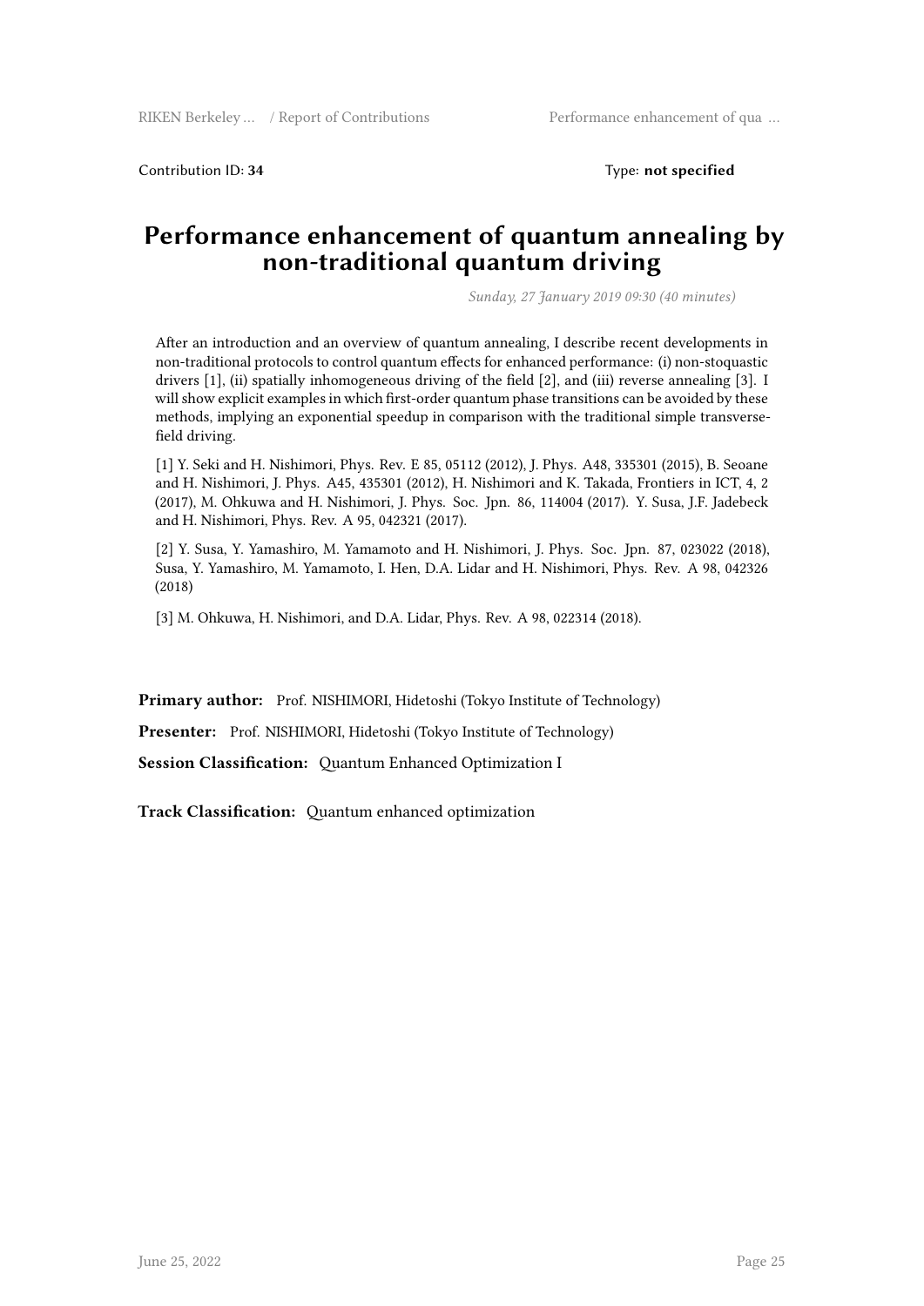Contribution ID: **34** Type: **not specified**

# Performance enhancement of quantum annealing by non-traditional quantum driving

*Sunday, 27 January 2019 09:30 (40 minutes)*

After an introduction and an overview of quantum annealing, I describe recent developments in non-traditional protocols to control quantum effects for enhanced performance: (i) non-stoquastic drivers [1], (ii) spatially inhomogeneous driving of the field [2], and (iii) reverse annealing [3]. I will show explicit examples in which first-order quantum phase transitions can be avoided by these methods, implying an exponential speedup in comparison with the traditional simple transverse-field driving.

[1] Y. Seki and H. Nishimori, Phys. Rev. E 85, 05112 (2012), J. Phys. A48, 335301 (2015), B. Seoane and H. Nishimori, J. Phys. A45, 435301 (2012), H. Nishimori and K. Takada, Frontiers in ICT, 4, 2 (2017), M. Ohkuwa and H. Nishimori, J. Phys. Soc. Jpn. 86, 114004 (2017). Y. Susa, J.F. Jadebeck and H. Nishimori, Phys. Rev. A 95, 042321 (2017).

[2] Y. Susa, Y. Yamashiro, M. Yamamoto and H. Nishimori, J. Phys. Soc. Jpn. 87, 023022 (2018), Susa, Y. Yamashiro, M. Yamamoto, I. Hen, D.A. Lidar and H. Nishimori, Phys. Rev. A 98, 042326 (2018)

[3] M. Ohkuwa, H. Nishimori, and D.A. Lidar, Phys. Rev. A 98, 022314 (2018).

**Primary author:** Prof. NISHIMORI, Hidetoshi (Tokyo Institute of Technology)

**Presenter:** Prof. NISHIMORI, Hidetoshi (Tokyo Institute of Technology)

**Session Classification:** Quantum Enhanced Optimization I

**Track Classification:** Quantum enhanced optimization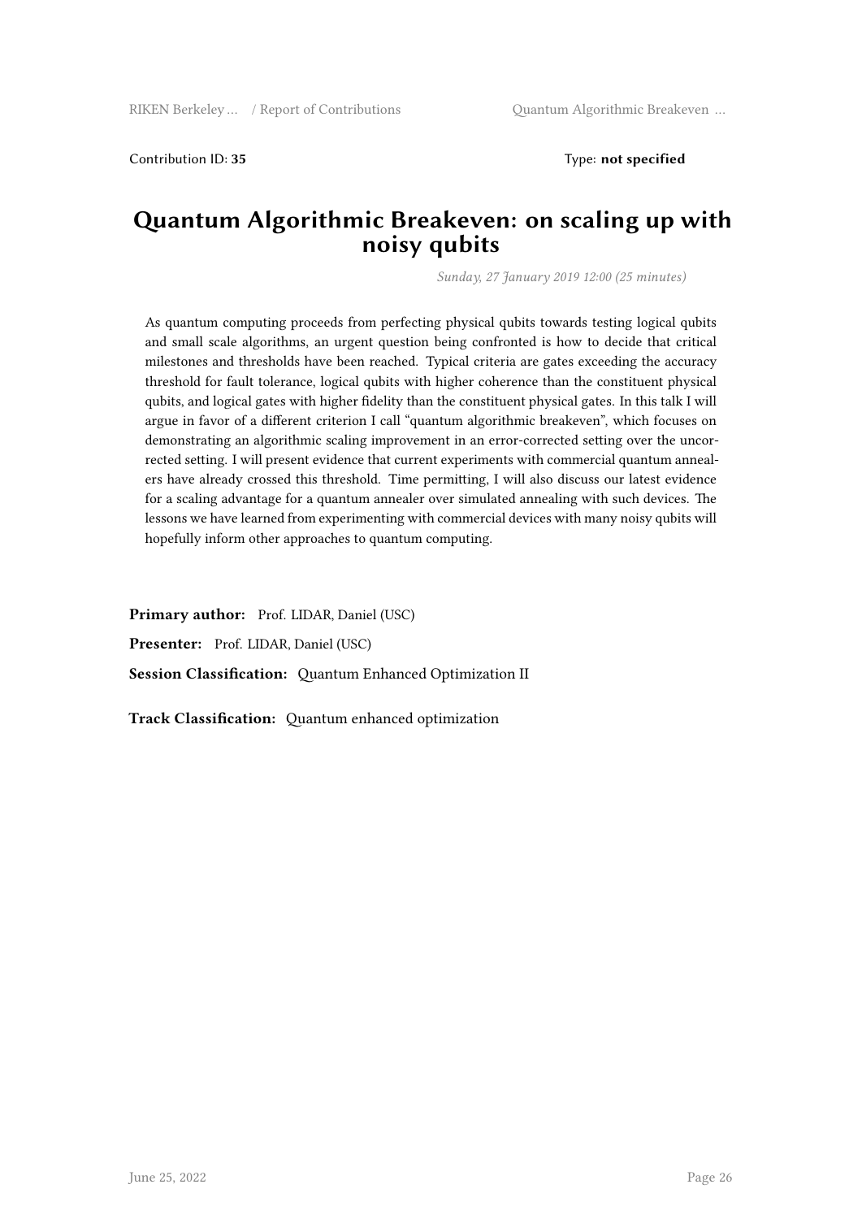Contribution ID: **35** Type: **not specified**

# Quantum Algorithmic Breakeven: on scaling up with noisy qubits

*Sunday, 27 January 2019 12:00 (25 minutes)*

As quantum computing proceeds from perfecting physical qubits towards testing logical qubits and small scale algorithms, an urgent question being confronted is how to decide that critical milestones and thresholds have been reached. Typical criteria are gates exceeding the accuracy threshold for fault tolerance, logical qubits with higher coherence than the constituent physical qubits, and logical gates with higher fidelity than the constituent physical gates. In this talk I will argue in favor of a different criterion I call "quantum algorithmic breakeven", which focuses on demonstrating an algorithmic scaling improvement in an error-corrected setting over the uncorrected setting. I will present evidence that current experiments with commercial quantum annealers have already crossed this threshold. Time permitting, I will also discuss our latest evidence for a scaling advantage for a quantum annealer over simulated annealing with such devices. The lessons we have learned from experimenting with commercial devices with many noisy qubits will hopefully inform other approaches to quantum computing.

**Primary author:** Prof. LIDAR, Daniel (USC)

**Presenter:** Prof. LIDAR, Daniel (USC)

**Session Classification:** Quantum Enhanced Optimization II

**Track Classification:** Quantum enhanced optimization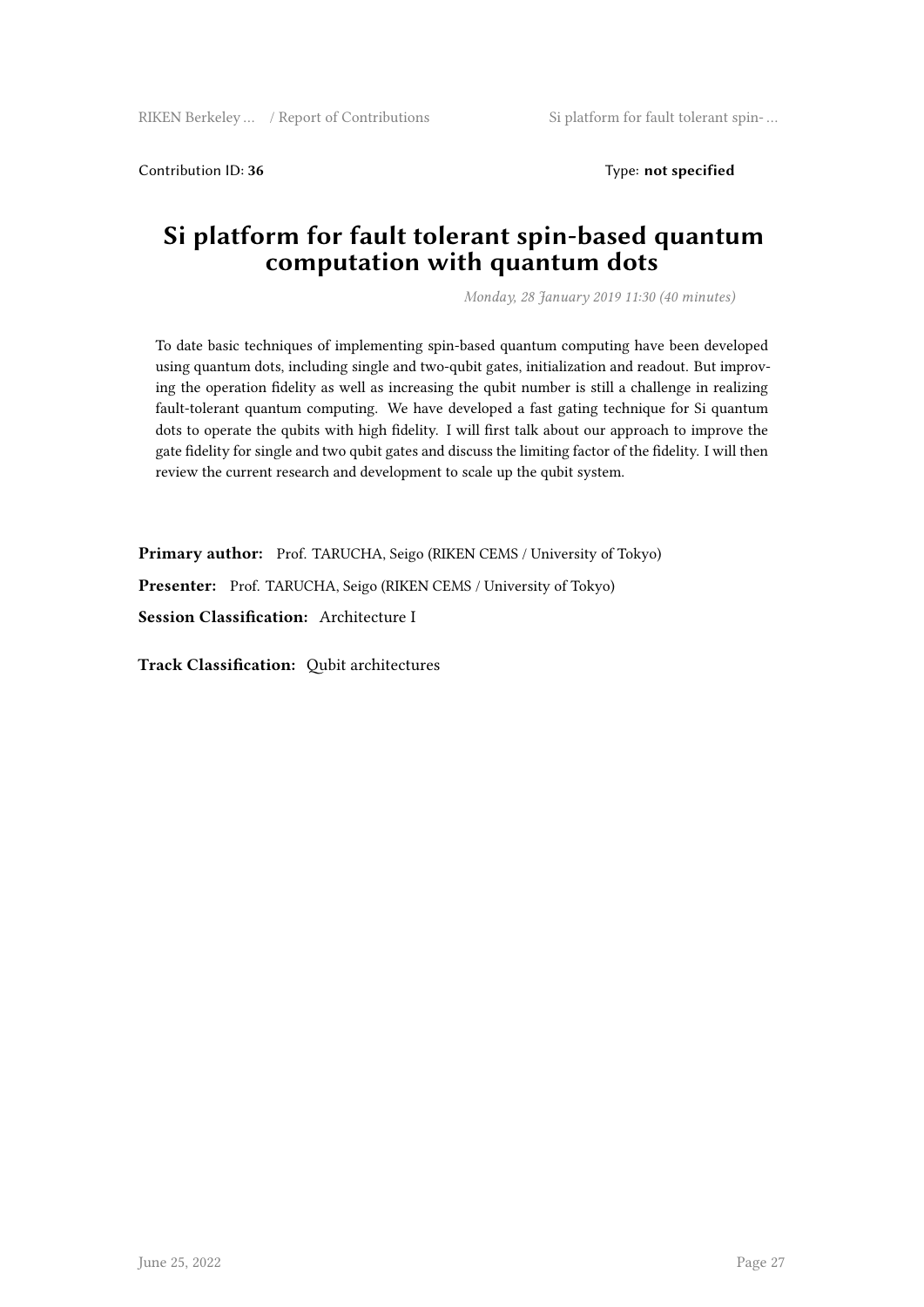Contribution ID: **36** Type: **not specified**

# Si platform for fault tolerant spin-based quantum computation with quantum dots

*Monday, 28 January 2019 11:30 (40 minutes)*

To date basic techniques of implementing spin-based quantum computing have been developed using quantum dots, including single and two-qubit gates, initialization and readout. But improving the operation fidelity as well as increasing the qubit number is still a challenge in realizing fault-tolerant quantum computing. We have developed a fast gating technique for Si quantum dots to operate the qubits with high fidelity. I will first talk about our approach to improve the gate fidelity for single and two qubit gates and discuss the limiting factor of the fidelity. I will then review the current research and development to scale up the qubit system.

**Primary author:** Prof. TARUCHA, Seigo (RIKEN CEMS / University of Tokyo)

**Presenter:** Prof. TARUCHA, Seigo (RIKEN CEMS / University of Tokyo)

**Session Classification:** Architecture I

**Track Classification:** Qubit architectures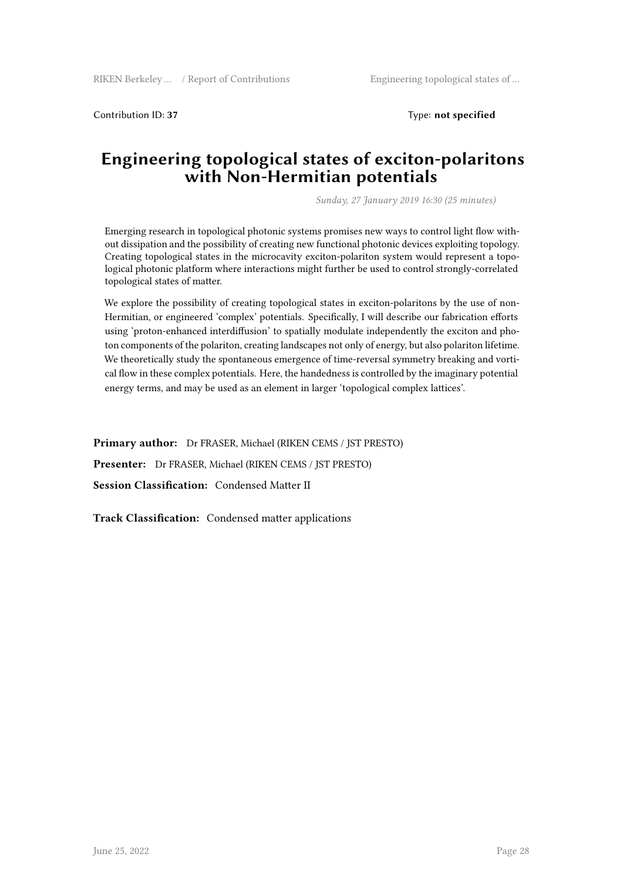Contribution ID: **37**　　　　　　　　　　　　　　　　　　　　　　Type: **not specified**

# Engineering topological states of exciton-polaritons with Non-Hermitian potentials

*Sunday, 27 January 2019 16:30 (25 minutes)*

Emerging research in topological photonic systems promises new ways to control light flow without dissipation and the possibility of creating new functional photonic devices exploiting topology. Creating topological states in the microcavity exciton-polariton system would represent a topological photonic platform where interactions might further be used to control strongly-correlated topological states of matter.

We explore the possibility of creating topological states in exciton-polaritons by the use of non-Hermitian, or engineered 'complex' potentials. Specifically, I will describe our fabrication efforts using 'proton-enhanced interdiffusion' to spatially modulate independently the exciton and photon components of the polariton, creating landscapes not only of energy, but also polariton lifetime. We theoretically study the spontaneous emergence of time-reversal symmetry breaking and vortical flow in these complex potentials. Here, the handedness is controlled by the imaginary potential energy terms, and may be used as an element in larger 'topological complex lattices'.

**Primary author:** Dr FRASER, Michael (RIKEN CEMS / JST PRESTO)

**Presenter:** Dr FRASER, Michael (RIKEN CEMS / JST PRESTO)

**Session Classification:** Condensed Matter II

**Track Classification:** Condensed matter applications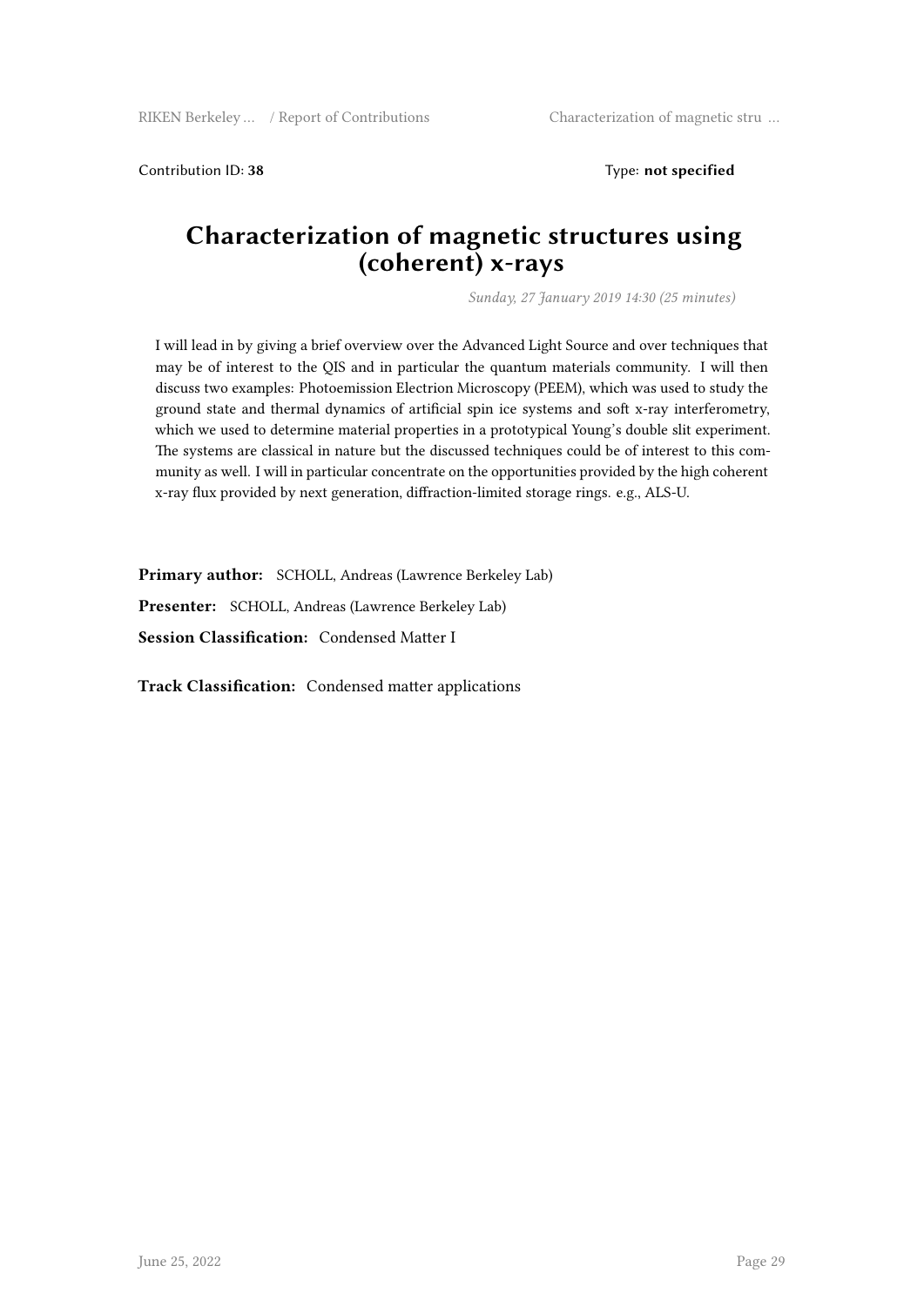Contribution ID: **38** Type: **not specified**

# Characterization of magnetic structures using (coherent) x-rays

*Sunday, 27 January 2019 14:30 (25 minutes)*

I will lead in by giving a brief overview over the Advanced Light Source and over techniques that may be of interest to the QIS and in particular the quantum materials community. I will then discuss two examples: Photoemission Electrion Microscopy (PEEM), which was used to study the ground state and thermal dynamics of artificial spin ice systems and soft x-ray interferometry, which we used to determine material properties in a prototypical Young's double slit experiment. The systems are classical in nature but the discussed techniques could be of interest to this community as well. I will in particular concentrate on the opportunities provided by the high coherent x-ray flux provided by next generation, diffraction-limited storage rings. e.g., ALS-U.

**Primary author:** SCHOLL, Andreas (Lawrence Berkeley Lab)

**Presenter:** SCHOLL, Andreas (Lawrence Berkeley Lab)

**Session Classification:** Condensed Matter I

**Track Classification:** Condensed matter applications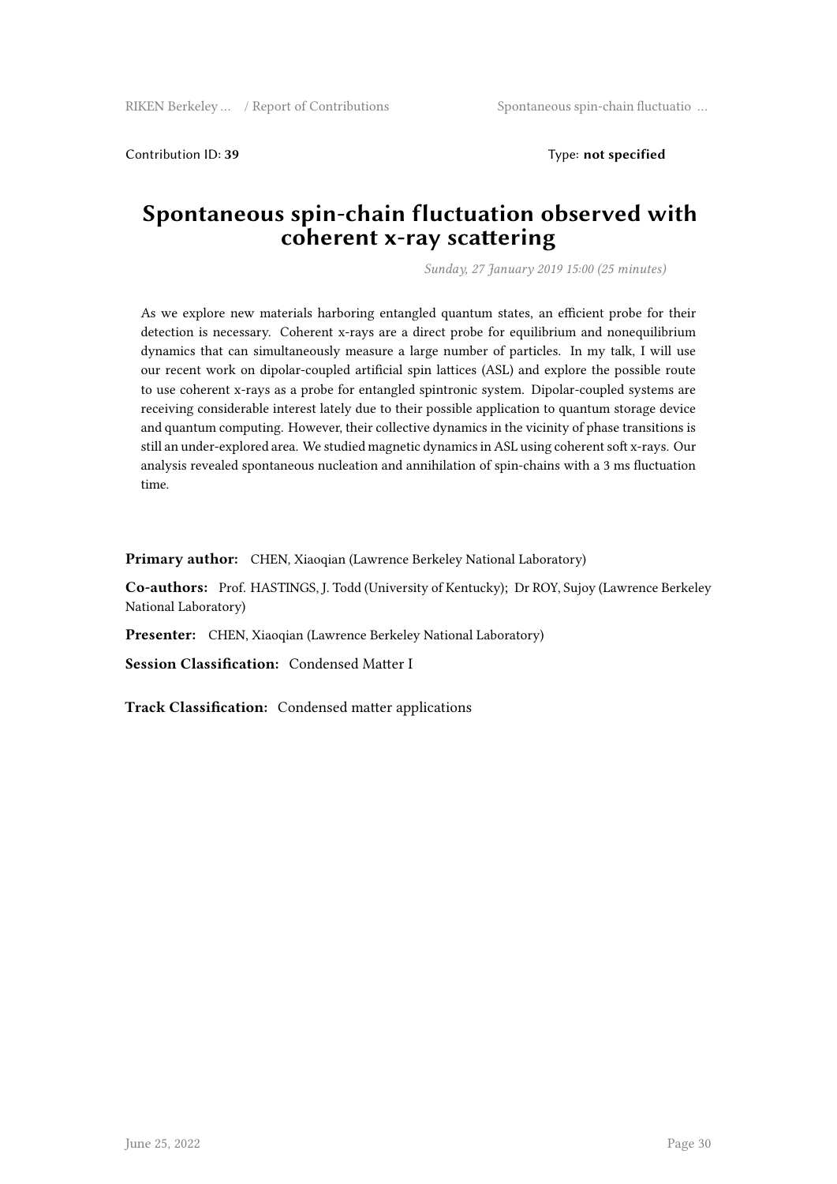Contribution ID: **39** Type: **not specified**

# Spontaneous spin-chain fluctuation observed with coherent x-ray scattering

*Sunday, 27 January 2019 15:00 (25 minutes)*

As we explore new materials harboring entangled quantum states, an efficient probe for their detection is necessary. Coherent x-rays are a direct probe for equilibrium and nonequilibrium dynamics that can simultaneously measure a large number of particles. In my talk, I will use our recent work on dipolar-coupled artificial spin lattices (ASL) and explore the possible route to use coherent x-rays as a probe for entangled spintronic system. Dipolar-coupled systems are receiving considerable interest lately due to their possible application to quantum storage device and quantum computing. However, their collective dynamics in the vicinity of phase transitions is still an under-explored area. We studied magnetic dynamics in ASL using coherent soft x-rays. Our analysis revealed spontaneous nucleation and annihilation of spin-chains with a 3 ms fluctuation time.

**Primary author:** CHEN, Xiaoqian (Lawrence Berkeley National Laboratory)

**Co-authors:** Prof. HASTINGS, J. Todd (University of Kentucky); Dr ROY, Sujoy (Lawrence Berkeley National Laboratory)

**Presenter:** CHEN, Xiaoqian (Lawrence Berkeley National Laboratory)

**Session Classification:** Condensed Matter I

**Track Classification:** Condensed matter applications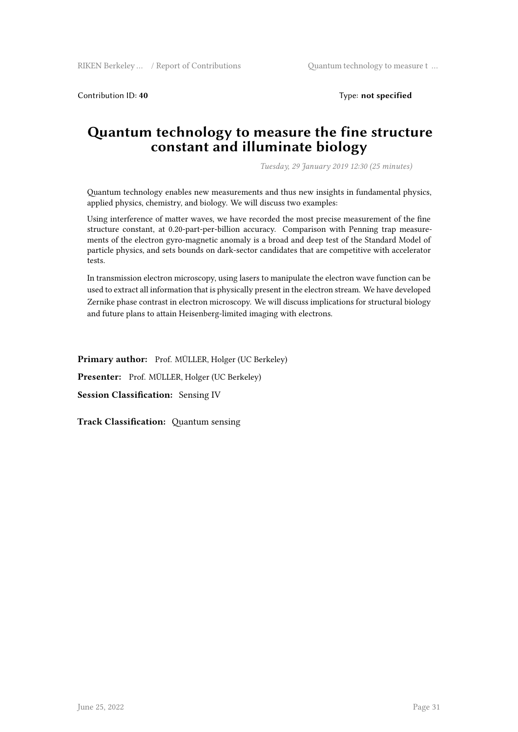Contribution ID: **40** Type: **not specified**

# Quantum technology to measure the fine structure constant and illuminate biology

*Tuesday, 29 January 2019 12:30 (25 minutes)*

Quantum technology enables new measurements and thus new insights in fundamental physics, applied physics, chemistry, and biology. We will discuss two examples:

Using interference of matter waves, we have recorded the most precise measurement of the fine structure constant, at 0.20-part-per-billion accuracy. Comparison with Penning trap measurements of the electron gyro-magnetic anomaly is a broad and deep test of the Standard Model of particle physics, and sets bounds on dark-sector candidates that are competitive with accelerator tests.

In transmission electron microscopy, using lasers to manipulate the electron wave function can be used to extract all information that is physically present in the electron stream. We have developed Zernike phase contrast in electron microscopy. We will discuss implications for structural biology and future plans to attain Heisenberg-limited imaging with electrons.

**Primary author:** Prof. MÜLLER, Holger (UC Berkeley)

**Presenter:** Prof. MÜLLER, Holger (UC Berkeley)

**Session Classification:** Sensing IV

**Track Classification:** Quantum sensing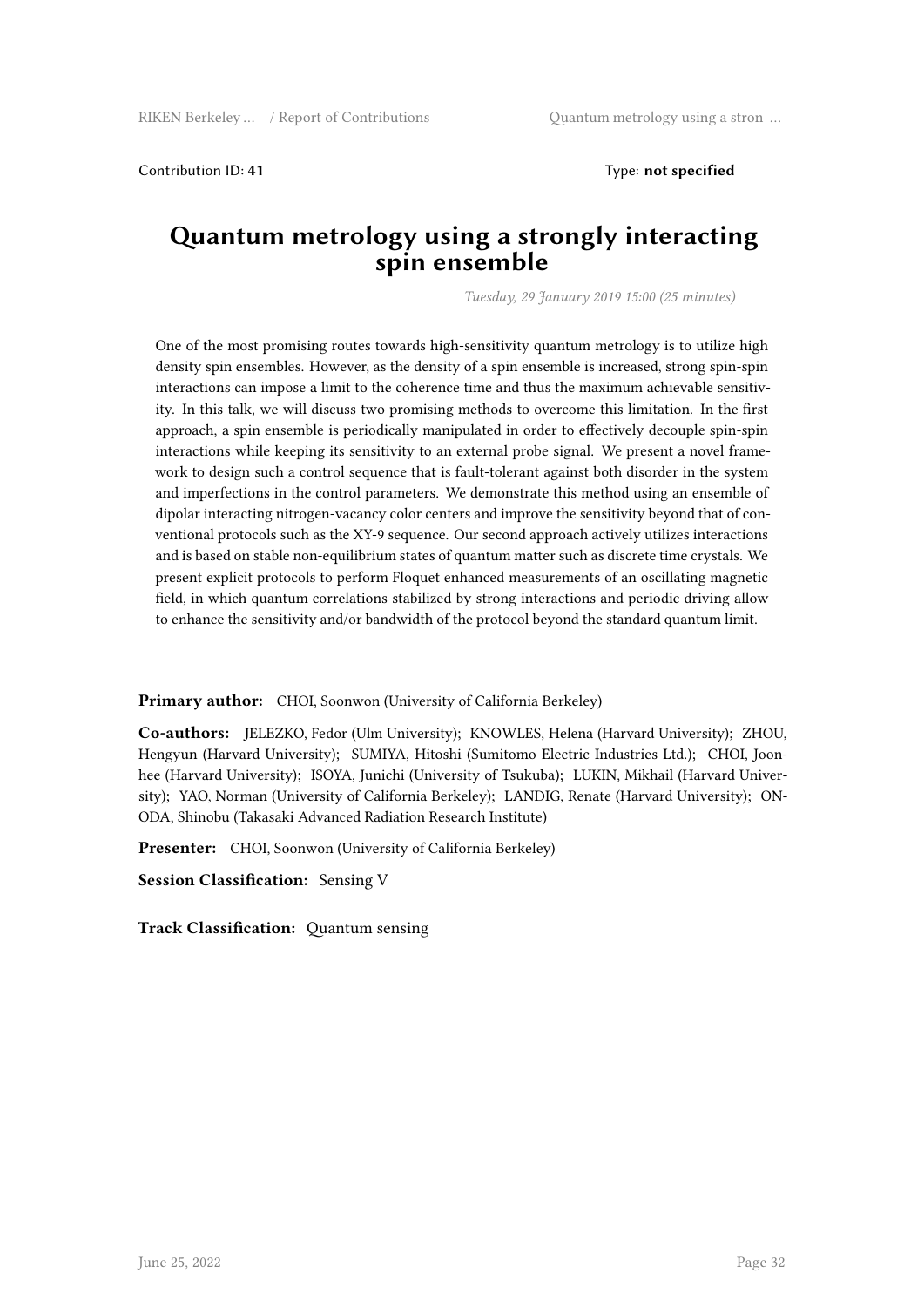Contribution ID: **41** Type: **not specified**

# Quantum metrology using a strongly interacting spin ensemble

*Tuesday, 29 January 2019 15:00 (25 minutes)*

One of the most promising routes towards high-sensitivity quantum metrology is to utilize high density spin ensembles. However, as the density of a spin ensemble is increased, strong spin-spin interactions can impose a limit to the coherence time and thus the maximum achievable sensitivity. In this talk, we will discuss two promising methods to overcome this limitation. In the first approach, a spin ensemble is periodically manipulated in order to effectively decouple spin-spin interactions while keeping its sensitivity to an external probe signal. We present a novel framework to design such a control sequence that is fault-tolerant against both disorder in the system and imperfections in the control parameters. We demonstrate this method using an ensemble of dipolar interacting nitrogen-vacancy color centers and improve the sensitivity beyond that of conventional protocols such as the XY-9 sequence. Our second approach actively utilizes interactions and is based on stable non-equilibrium states of quantum matter such as discrete time crystals. We present explicit protocols to perform Floquet enhanced measurements of an oscillating magnetic field, in which quantum correlations stabilized by strong interactions and periodic driving allow to enhance the sensitivity and/or bandwidth of the protocol beyond the standard quantum limit.

**Primary author:** CHOI, Soonwon (University of California Berkeley)

**Co-authors:** JELEZKO, Fedor (Ulm University); KNOWLES, Helena (Harvard University); ZHOU, Hengyun (Harvard University); SUMIYA, Hitoshi (Sumitomo Electric Industries Ltd.); CHOI, Joonhee (Harvard University); ISOYA, Junichi (University of Tsukuba); LUKIN, Mikhail (Harvard University); YAO, Norman (University of California Berkeley); LANDIG, Renate (Harvard University); ONODA, Shinobu (Takasaki Advanced Radiation Research Institute)

**Presenter:** CHOI, Soonwon (University of California Berkeley)

**Session Classification:** Sensing V

**Track Classification:** Quantum sensing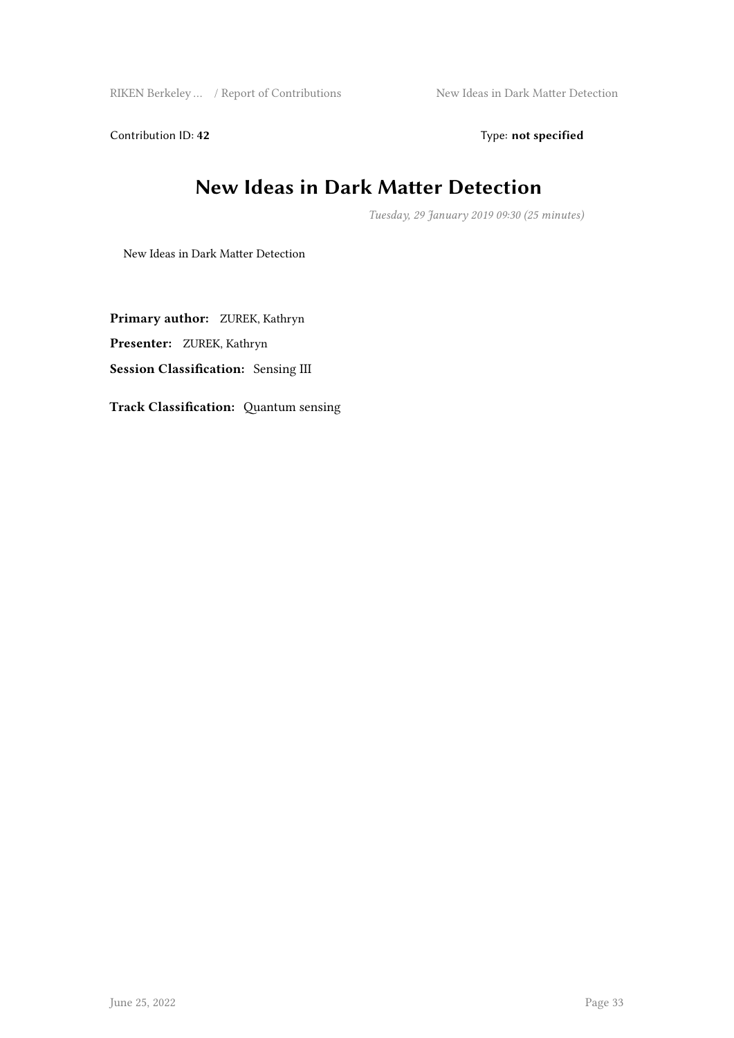Contribution ID: **42** Type: **not specified**

# New Ideas in Dark Matter Detection

*Tuesday, 29 January 2019 09:30 (25 minutes)*

New Ideas in Dark Matter Detection

**Primary author:** ZUREK, Kathryn

**Presenter:** ZUREK, Kathryn

**Session Classification:** Sensing III

**Track Classification:** Quantum sensing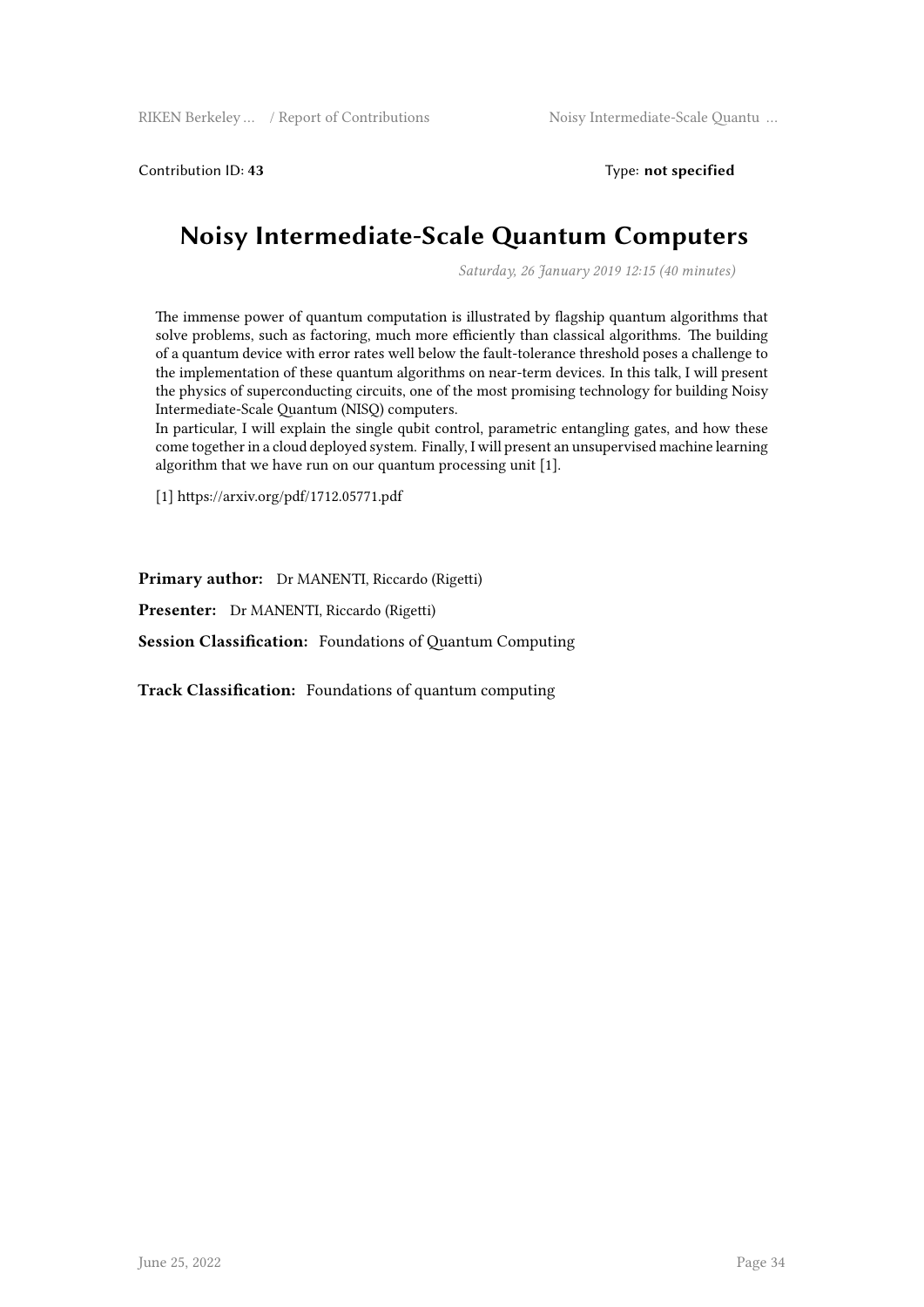Contribution ID: **43** Type: **not specified**

# Noisy Intermediate-Scale Quantum Computers

*Saturday, 26 January 2019 12:15 (40 minutes)*

The immense power of quantum computation is illustrated by flagship quantum algorithms that solve problems, such as factoring, much more efficiently than classical algorithms. The building of a quantum device with error rates well below the fault-tolerance threshold poses a challenge to the implementation of these quantum algorithms on near-term devices. In this talk, I will present the physics of superconducting circuits, one of the most promising technology for building Noisy Intermediate-Scale Quantum (NISQ) computers.
In particular, I will explain the single qubit control, parametric entangling gates, and how these come together in a cloud deployed system. Finally, I will present an unsupervised machine learning algorithm that we have run on our quantum processing unit [1].

[1] https://arxiv.org/pdf/1712.05771.pdf

**Primary author:** Dr MANENTI, Riccardo (Rigetti)

**Presenter:** Dr MANENTI, Riccardo (Rigetti)

**Session Classification:** Foundations of Quantum Computing

**Track Classification:** Foundations of quantum computing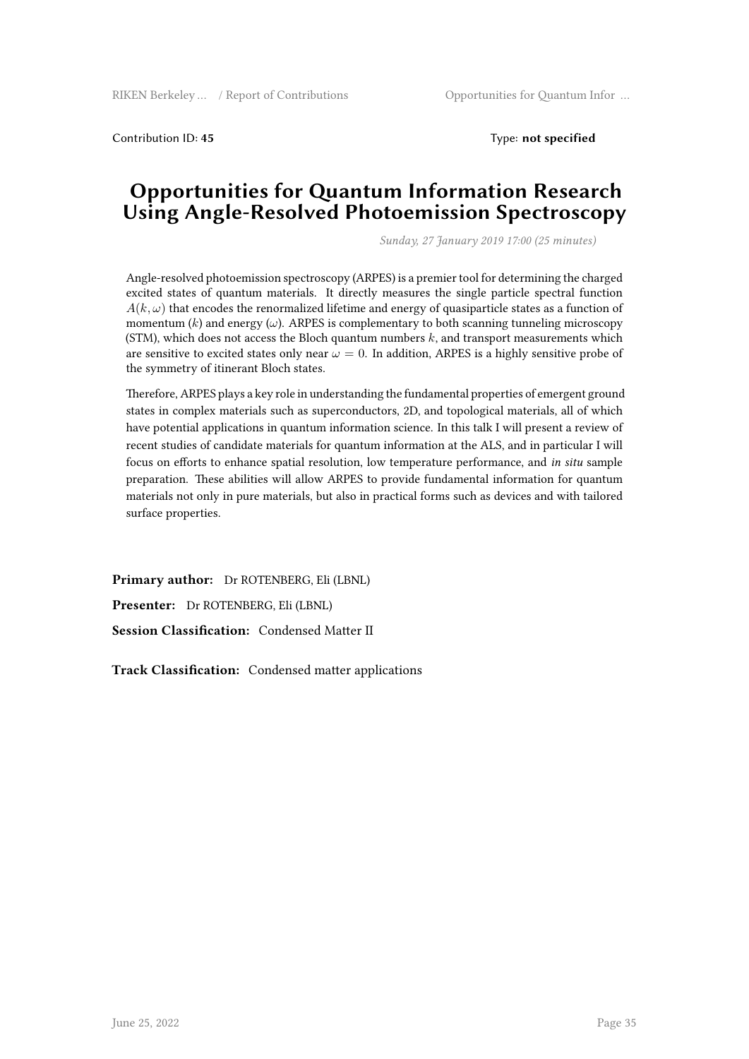Contribution ID: **45** Type: **not specified**

# Opportunities for Quantum Information Research Using Angle-Resolved Photoemission Spectroscopy

*Sunday, 27 January 2019 17:00 (25 minutes)*

Angle-resolved photoemission spectroscopy (ARPES) is a premier tool for determining the charged excited states of quantum materials. It directly measures the single particle spectral function $A(k, \omega)$ that encodes the renormalized lifetime and energy of quasiparticle states as a function of momentum ($k$) and energy ($\omega$). ARPES is complementary to both scanning tunneling microscopy (STM), which does not access the Bloch quantum numbers $k$, and transport measurements which are sensitive to excited states only near $\omega = 0$. In addition, ARPES is a highly sensitive probe of the symmetry of itinerant Bloch states.

Therefore, ARPES plays a key role in understanding the fundamental properties of emergent ground states in complex materials such as superconductors, 2D, and topological materials, all of which have potential applications in quantum information science. In this talk I will present a review of recent studies of candidate materials for quantum information at the ALS, and in particular I will focus on efforts to enhance spatial resolution, low temperature performance, and *in situ* sample preparation. These abilities will allow ARPES to provide fundamental information for quantum materials not only in pure materials, but also in practical forms such as devices and with tailored surface properties.

**Primary author:** Dr ROTENBERG, Eli (LBNL)

**Presenter:** Dr ROTENBERG, Eli (LBNL)

**Session Classification:** Condensed Matter II

**Track Classification:** Condensed matter applications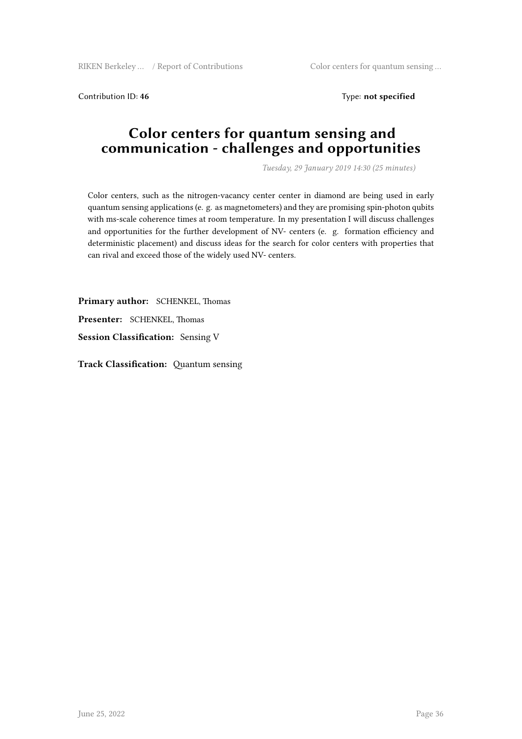Contribution ID: **46** Type: **not specified**

# Color centers for quantum sensing and communication - challenges and opportunities

*Tuesday, 29 January 2019 14:30 (25 minutes)*

Color centers, such as the nitrogen-vacancy center center in diamond are being used in early quantum sensing applications (e. g. as magnetometers) and they are promising spin-photon qubits with ms-scale coherence times at room temperature. In my presentation I will discuss challenges and opportunities for the further development of NV- centers (e. g. formation efficiency and deterministic placement) and discuss ideas for the search for color centers with properties that can rival and exceed those of the widely used NV- centers.

**Primary author:** SCHENKEL, Thomas

**Presenter:** SCHENKEL, Thomas

**Session Classification:** Sensing V

**Track Classification:** Quantum sensing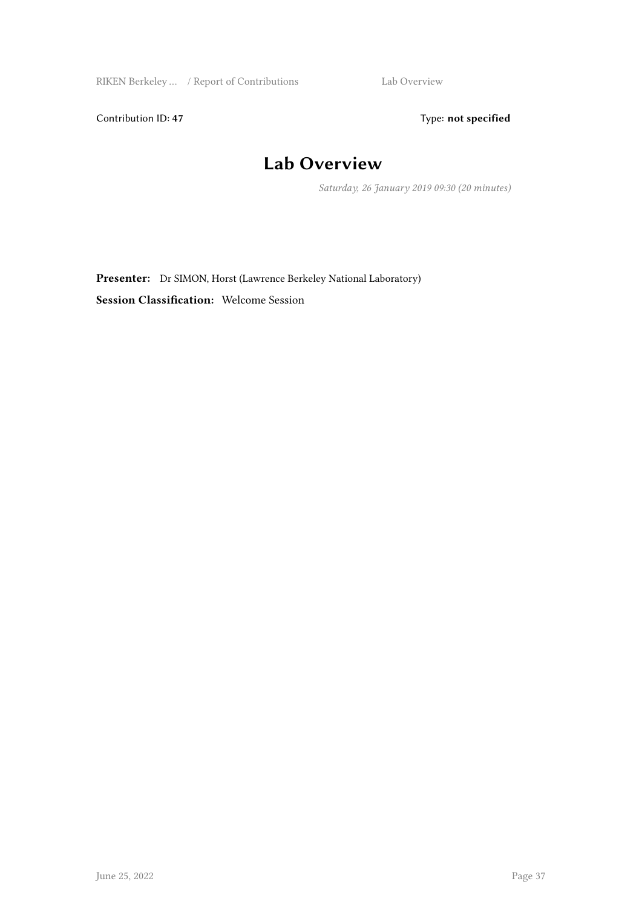Contribution ID: **47**  Type: **not specified**

# Lab Overview

*Saturday, 26 January 2019 09:30 (20 minutes)*

**Presenter:** Dr SIMON, Horst (Lawrence Berkeley National Laboratory)

**Session Classification:** Welcome Session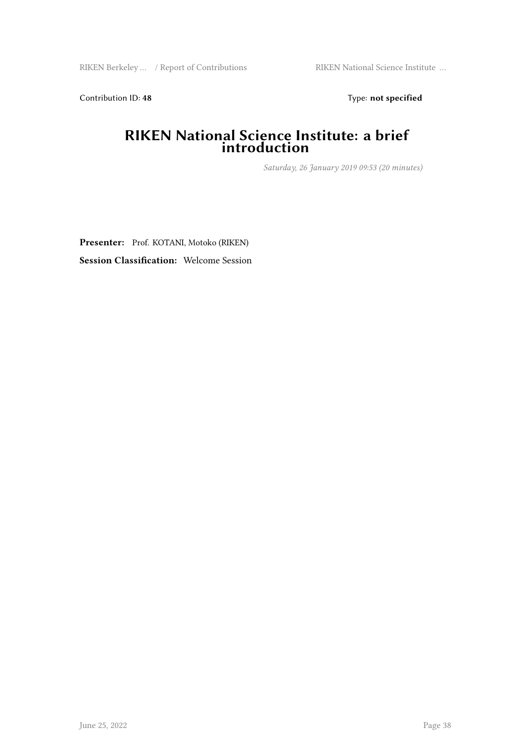Contribution ID: **48** Type: **not specified**

# RIKEN National Science Institute: a brief introduction

*Saturday, 26 January 2019 09:53 (20 minutes)*

**Presenter:** Prof. KOTANI, Motoko (RIKEN)

**Session Classification:** Welcome Session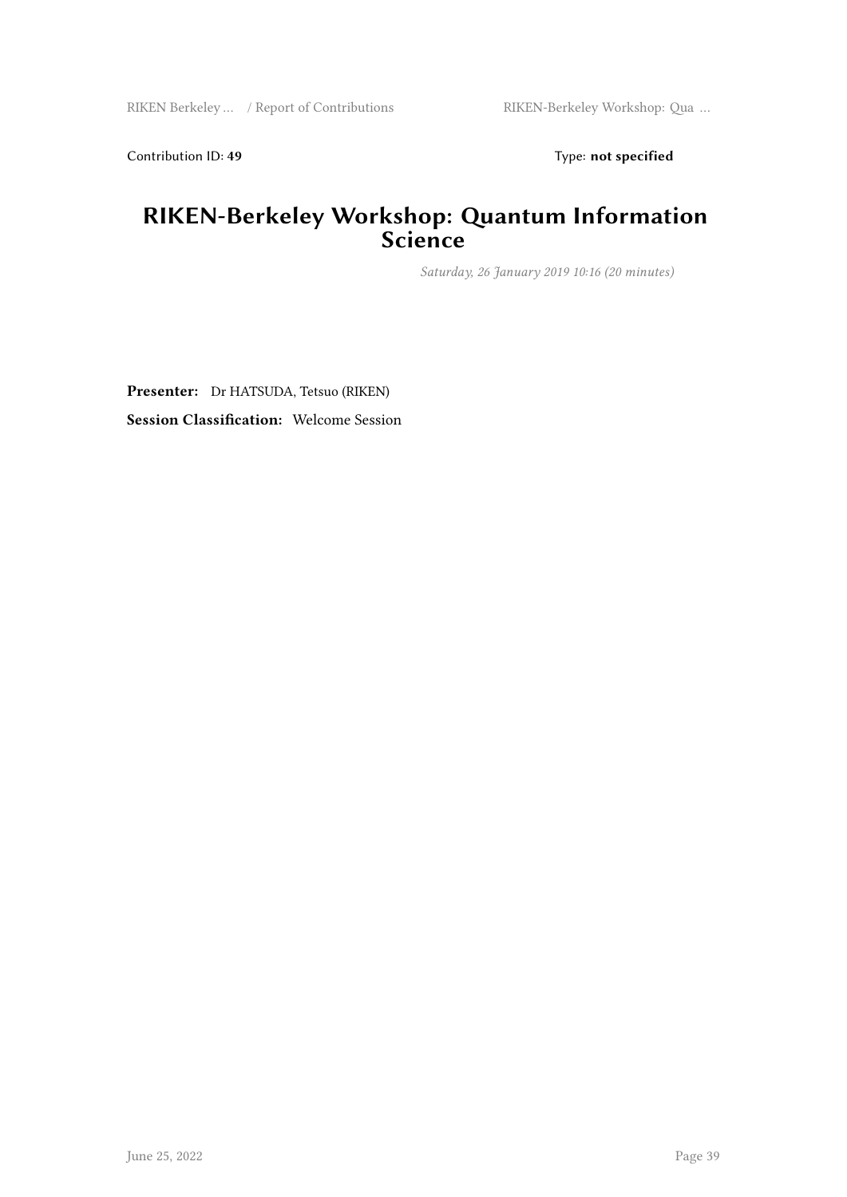Contribution ID: **49** Type: **not specified**

# RIKEN-Berkeley Workshop: Quantum Information Science

*Saturday, 26 January 2019 10:16 (20 minutes)*

**Presenter:** Dr HATSUDA, Tetsuo (RIKEN)

**Session Classification:** Welcome Session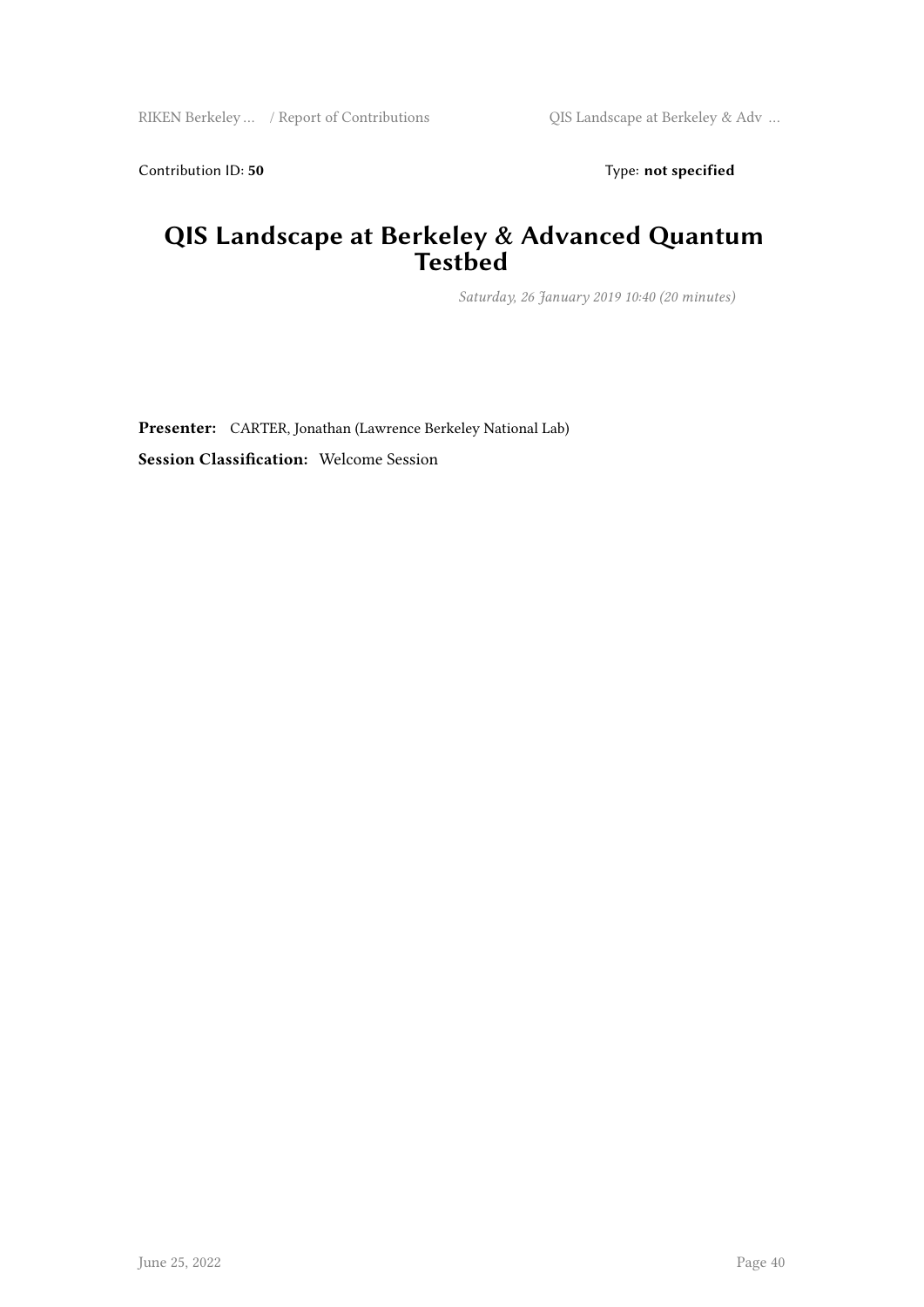Contribution ID: **50** Type: **not specified**

# QIS Landscape at Berkeley & Advanced Quantum Testbed

*Saturday, 26 January 2019 10:40 (20 minutes)*

**Presenter:** CARTER, Jonathan (Lawrence Berkeley National Lab)

**Session Classification:** Welcome Session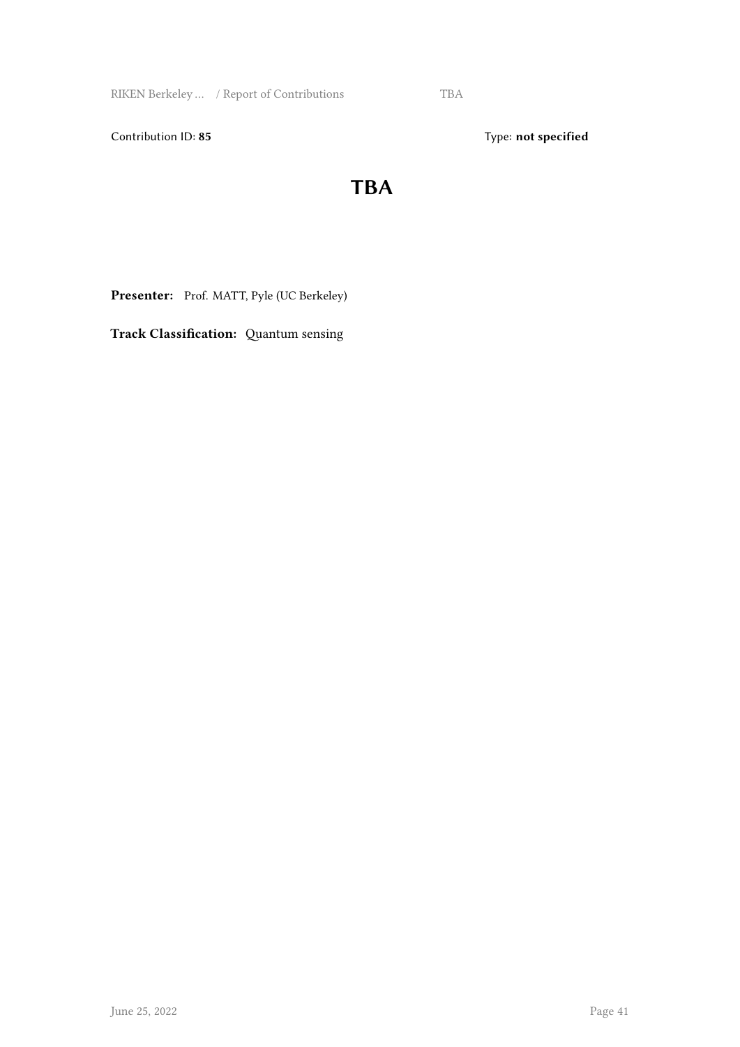Contribution ID: **85**

Type: **not specified**

# TBA

**Presenter:** Prof. MATT, Pyle (UC Berkeley)

**Track Classification:** Quantum sensing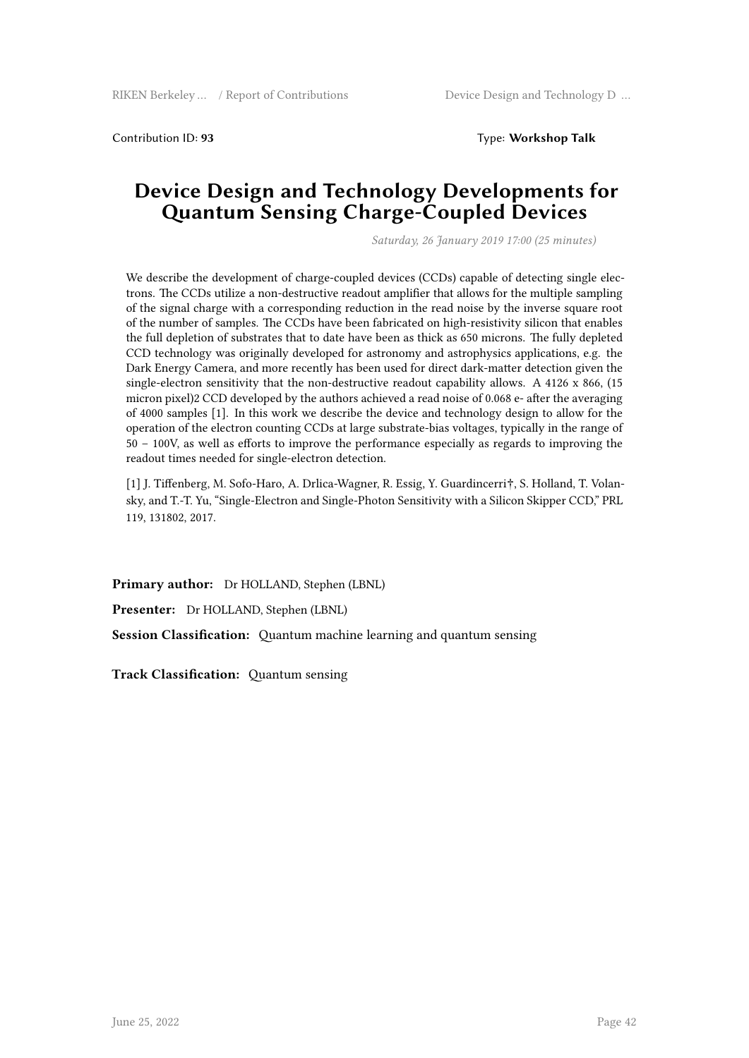Contribution ID: **93** Type: **Workshop Talk**

# Device Design and Technology Developments for Quantum Sensing Charge-Coupled Devices

*Saturday, 26 January 2019 17:00 (25 minutes)*

We describe the development of charge-coupled devices (CCDs) capable of detecting single electrons. The CCDs utilize a non-destructive readout amplifier that allows for the multiple sampling of the signal charge with a corresponding reduction in the read noise by the inverse square root of the number of samples. The CCDs have been fabricated on high-resistivity silicon that enables the full depletion of substrates that to date have been as thick as 650 microns. The fully depleted CCD technology was originally developed for astronomy and astrophysics applications, e.g. the Dark Energy Camera, and more recently has been used for direct dark-matter detection given the single-electron sensitivity that the non-destructive readout capability allows. A 4126 x 866, (15 micron pixel)2 CCD developed by the authors achieved a read noise of 0.068 e- after the averaging of 4000 samples [1]. In this work we describe the device and technology design to allow for the operation of the electron counting CCDs at large substrate-bias voltages, typically in the range of 50 – 100V, as well as efforts to improve the performance especially as regards to improving the readout times needed for single-electron detection.

[1] J. Tiffenberg, M. Sofo-Haro, A. Drlica-Wagner, R. Essig, Y. Guardincerri†, S. Holland, T. Volansky, and T.-T. Yu, "Single-Electron and Single-Photon Sensitivity with a Silicon Skipper CCD," PRL 119, 131802, 2017.

**Primary author:** Dr HOLLAND, Stephen (LBNL)

**Presenter:** Dr HOLLAND, Stephen (LBNL)

**Session Classification:** Quantum machine learning and quantum sensing

**Track Classification:** Quantum sensing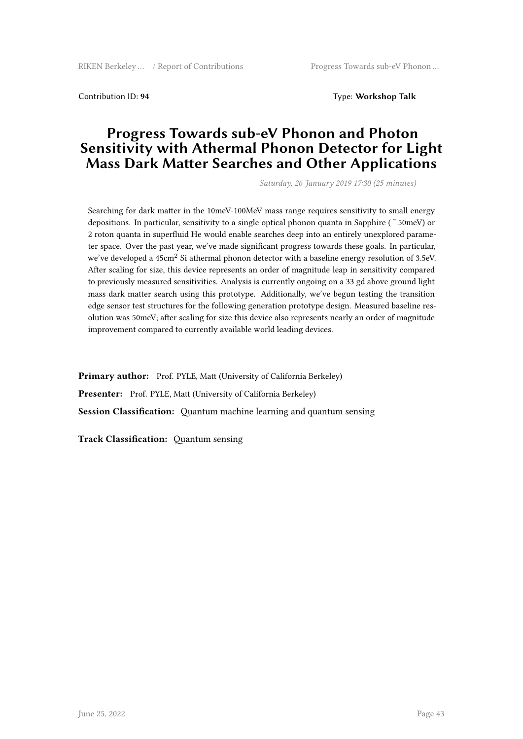Contribution ID: **94**  Type: **Workshop Talk**

# Progress Towards sub-eV Phonon and Photon Sensitivity with Athermal Phonon Detector for Light Mass Dark Matter Searches and Other Applications

*Saturday, 26 January 2019 17:30 (25 minutes)*

Searching for dark matter in the 10meV-100MeV mass range requires sensitivity to small energy depositions. In particular, sensitivity to a single optical phonon quanta in Sapphire ( ˜ 50meV) or 2 roton quanta in superfluid He would enable searches deep into an entirely unexplored parameter space. Over the past year, we've made significant progress towards these goals. In particular, we've developed a 45cm$^2$ Si athermal phonon detector with a baseline energy resolution of 3.5eV. After scaling for size, this device represents an order of magnitude leap in sensitivity compared to previously measured sensitivities. Analysis is currently ongoing on a 33 gd above ground light mass dark matter search using this prototype. Additionally, we've begun testing the transition edge sensor test structures for the following generation prototype design. Measured baseline resolution was 50meV; after scaling for size this device also represents nearly an order of magnitude improvement compared to currently available world leading devices.

**Primary author:** Prof. PYLE, Matt (University of California Berkeley)

**Presenter:** Prof. PYLE, Matt (University of California Berkeley)

**Session Classification:** Quantum machine learning and quantum sensing

**Track Classification:** Quantum sensing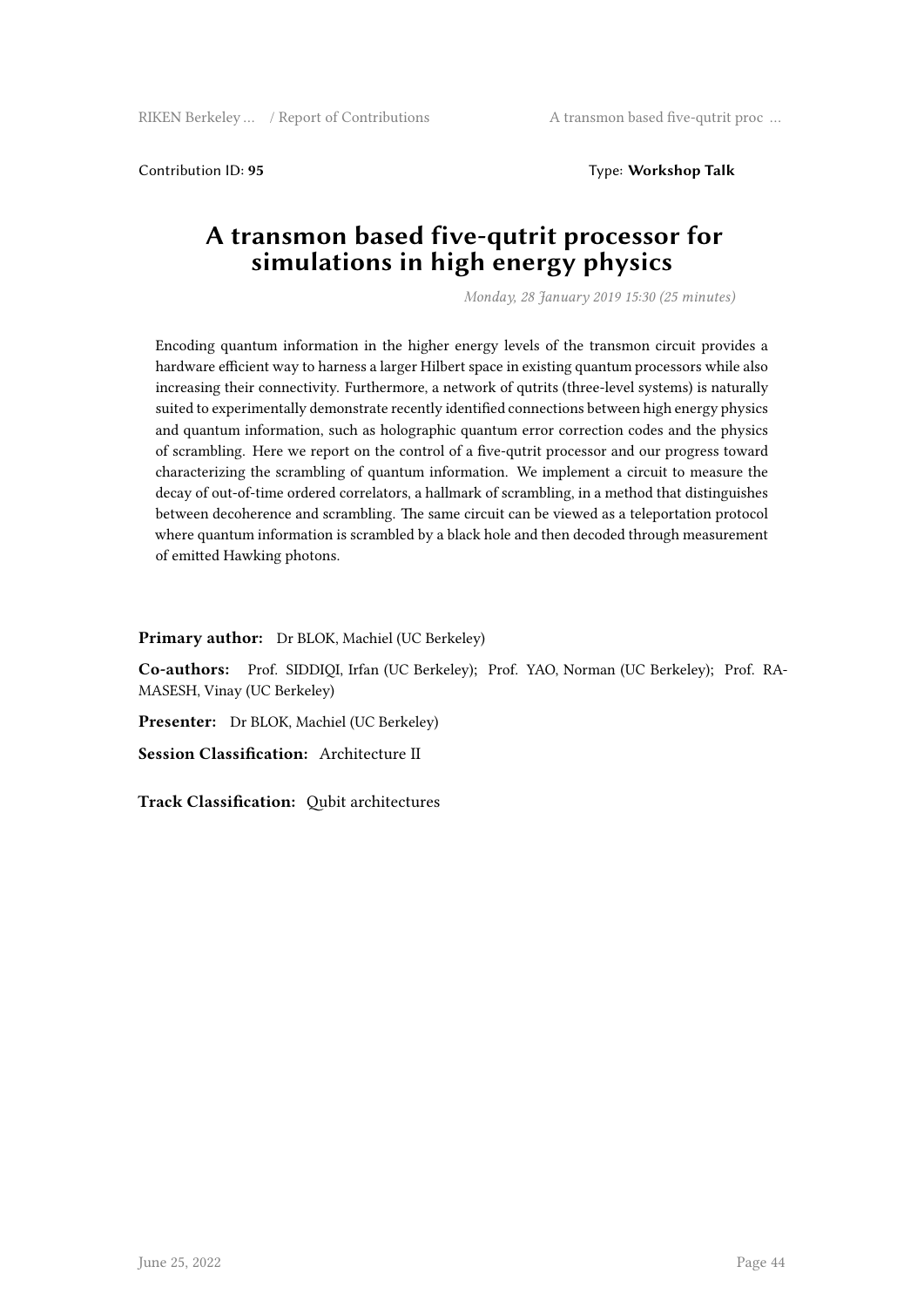Contribution ID: **95** Type: **Workshop Talk**

# A transmon based five-qutrit processor for simulations in high energy physics

*Monday, 28 January 2019 15:30 (25 minutes)*

Encoding quantum information in the higher energy levels of the transmon circuit provides a hardware efficient way to harness a larger Hilbert space in existing quantum processors while also increasing their connectivity. Furthermore, a network of qutrits (three-level systems) is naturally suited to experimentally demonstrate recently identified connections between high energy physics and quantum information, such as holographic quantum error correction codes and the physics of scrambling. Here we report on the control of a five-qutrit processor and our progress toward characterizing the scrambling of quantum information. We implement a circuit to measure the decay of out-of-time ordered correlators, a hallmark of scrambling, in a method that distinguishes between decoherence and scrambling. The same circuit can be viewed as a teleportation protocol where quantum information is scrambled by a black hole and then decoded through measurement of emitted Hawking photons.

**Primary author:** Dr BLOK, Machiel (UC Berkeley)

**Co-authors:** Prof. SIDDIQI, Irfan (UC Berkeley); Prof. YAO, Norman (UC Berkeley); Prof. RAMASESH, Vinay (UC Berkeley)

**Presenter:** Dr BLOK, Machiel (UC Berkeley)

**Session Classification:** Architecture II

**Track Classification:** Qubit architectures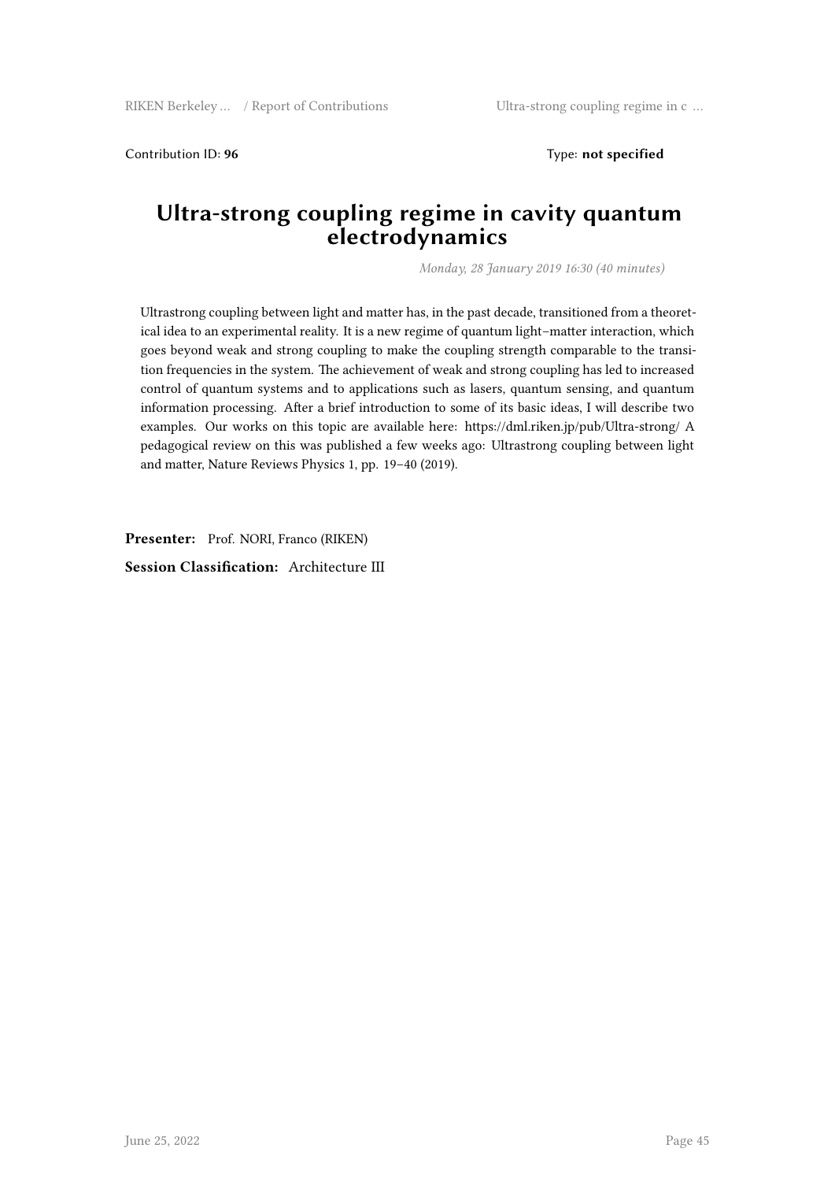Contribution ID: **96** Type: **not specified**

# Ultra-strong coupling regime in cavity quantum electrodynamics

*Monday, 28 January 2019 16:30 (40 minutes)*

Ultrastrong coupling between light and matter has, in the past decade, transitioned from a theoretical idea to an experimental reality. It is a new regime of quantum light–matter interaction, which goes beyond weak and strong coupling to make the coupling strength comparable to the transition frequencies in the system. The achievement of weak and strong coupling has led to increased control of quantum systems and to applications such as lasers, quantum sensing, and quantum information processing. After a brief introduction to some of its basic ideas, I will describe two examples. Our works on this topic are available here: https://dml.riken.jp/pub/Ultra-strong/ A pedagogical review on this was published a few weeks ago: Ultrastrong coupling between light and matter, Nature Reviews Physics 1, pp. 19–40 (2019).

**Presenter:** Prof. NORI, Franco (RIKEN)

**Session Classification:** Architecture III